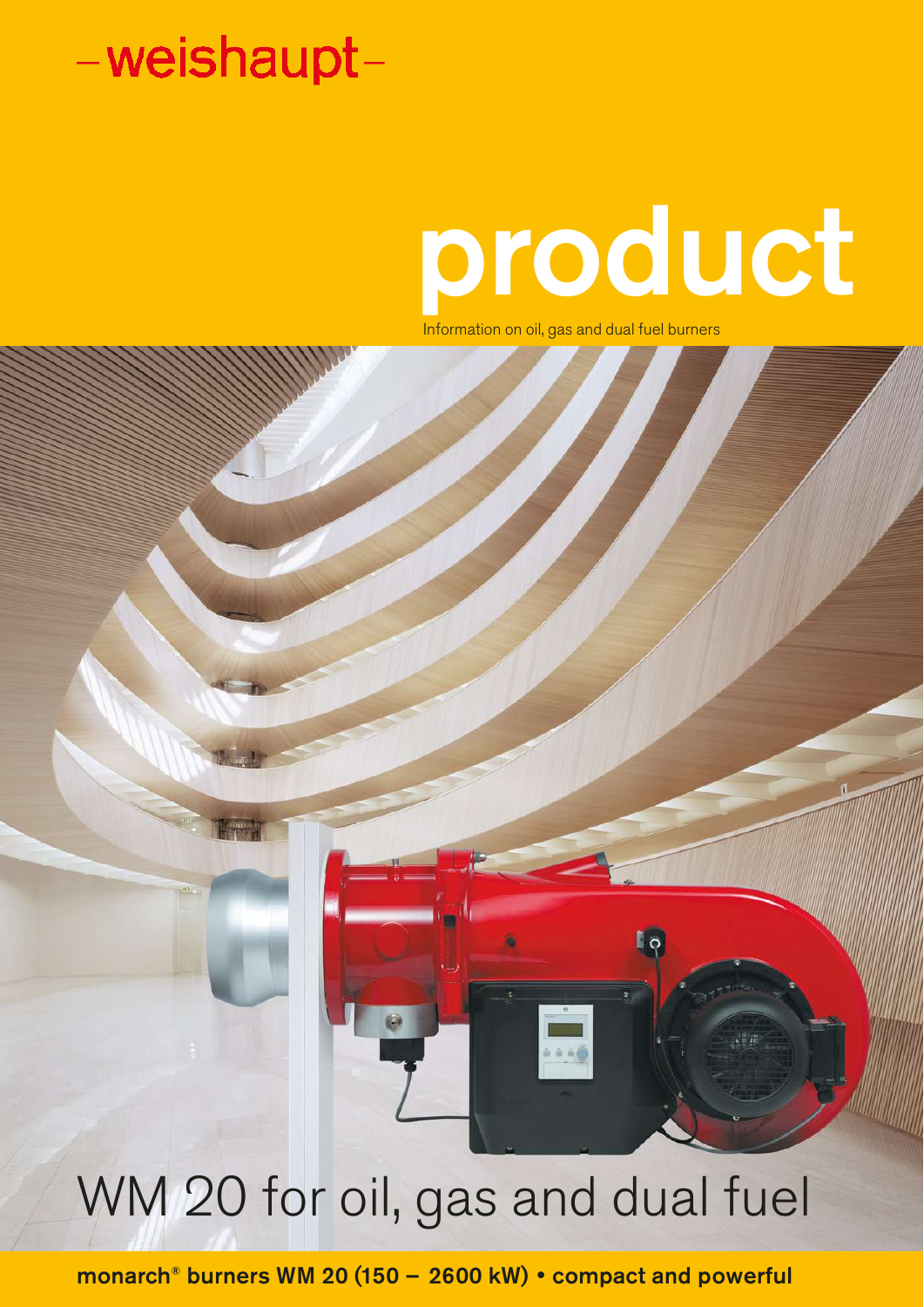-weishaupt-

# product

Information on oil, gas and dual fuel burners

## WM 20 for oil, gas and dual fuel

**monarch® burners WM 20 (150 – 2600 kW) • compact and powerful**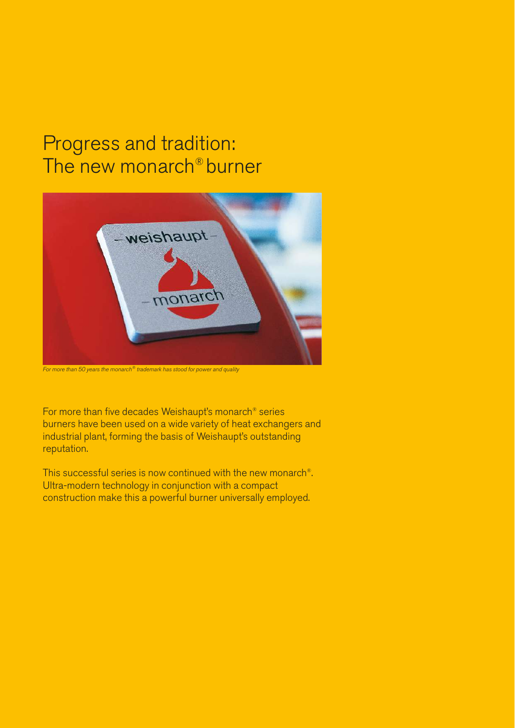# Progress and tradition: The new monarch® burner

*For more than 50 years the monarch® trademark has stood for power and quality*

For more than five decades Weishaupt's monarch® series burners have been used on a wide variety of heat exchangers and industrial plant, forming the basis of Weishaupt's outstanding reputation.

This successful series is now continued with the new monarch®. Ultra-modern technology in conjunction with a compact construction make this a powerful burner universally employed.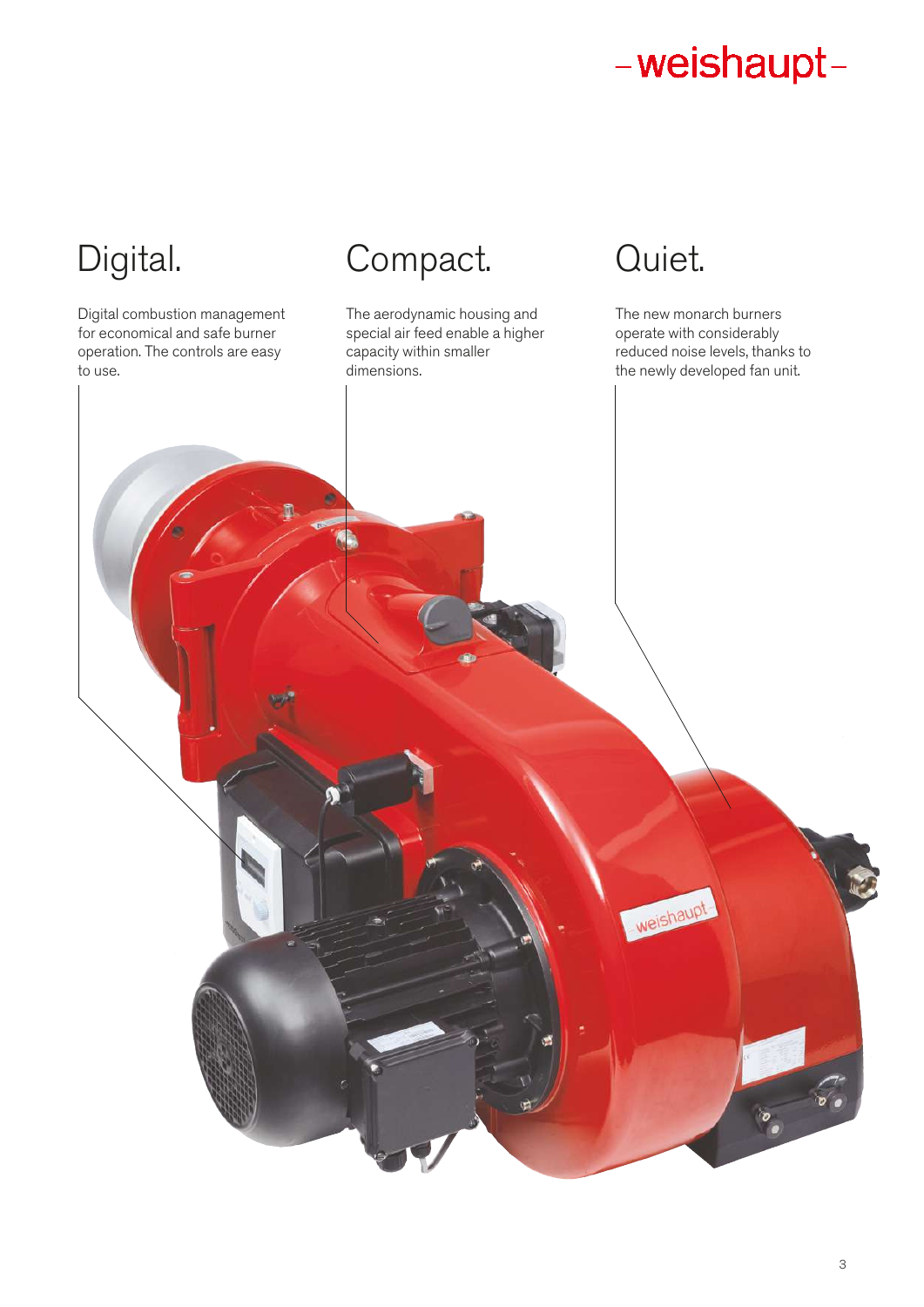## Digital.

Digital combustion management for economical and safe burner operation. The controls are easy to use.

## Compact.

The aerodynamic housing and special air feed enable a higher capacity within smaller dimensions.

## Quiet.

The new monarch burners operate with considerably reduced noise levels, thanks to the newly developed fan unit.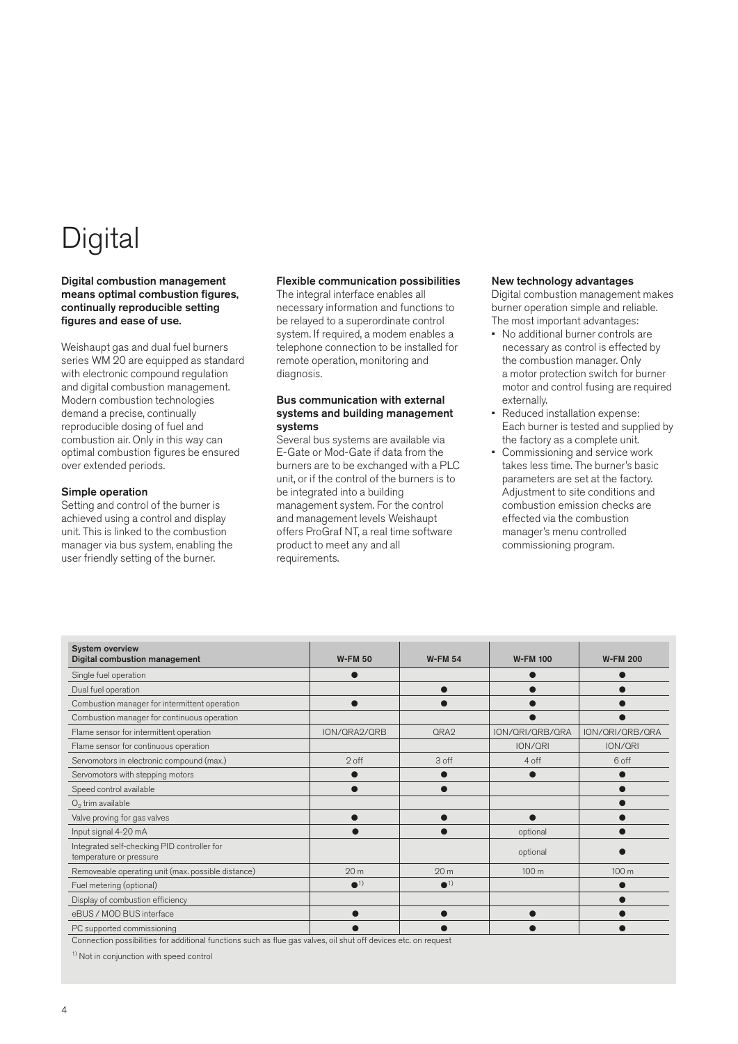# Digital

**Digital combustion management means optimal combustion figures, continually reproducible setting figures and ease of use.**

Weishaupt gas and dual fuel burners series WM 20 are equipped as standard with electronic compound regulation and digital combustion management. Modern combustion technologies demand a precise, continually reproducible dosing of fuel and combustion air. Only in this way can optimal combustion figures be ensured over extended periods.

### Simple operation

Setting and control of the burner is achieved using a control and display unit. This is linked to the combustion manager via bus system, enabling the user friendly setting of the burner.

### Flexible communication possibilities

The integral interface enables all necessary information and functions to be relayed to a superordinate control system. If required, a modem enables a telephone connection to be installed for remote operation, monitoring and diagnosis.

### Bus communication with external systems and building management systems

Several bus systems are available via E-Gate or Mod-Gate if data from the burners are to be exchanged with a PLC unit, or if the control of the burners is to be integrated into a building management system. For the control and management levels Weishaupt offers ProGraf NT, a real time software product to meet any and all requirements.

### New technology advantages

Digital combustion management makes burner operation simple and reliable. The most important advantages:

- No additional burner controls are necessary as control is effected by the combustion manager. Only a motor protection switch for burner motor and control fusing are required externally.
- Reduced installation expense: Each burner is tested and supplied by the factory as a complete unit.
- Commissioning and service work takes less time. The burner's basic parameters are set at the factory. Adjustment to site conditions and combustion emission checks are effected via the combustion manager's menu controlled commissioning program.

| System overview<br>Digital combustion management | W-FM 50 | W-FM 54 | W-FM 100 | W-FM 200 |
|---|---|---|---|---|
| Single fuel operation | ● | | ● | ● |
| Dual fuel operation | | ● | ● | ● |
| Combustion manager for intermittent operation | ● | ● | ● | ● |
| Combustion manager for continuous operation | | | ● | ● |
| Flame sensor for intermittent operation | ION/QRA2/QRB | QRA2 | ION/QRI/QRB/QRA | ION/QRI/QRB/QRA |
| Flame sensor for continuous operation | | | ION/QRI | ION/QRI |
| Servomotors in electronic compound (max.) | 2 off | 3 off | 4 off | 6 off |
| Servomotors with stepping motors | ● | ● | ● | ● |
| Speed control available | ● | ● | | ● |
| $O_2$ trim available | | | | ● |
| Valve proving for gas valves | ● | ● | ● | ● |
| Input signal 4-20 mA | ● | ● | optional | ● |
| Integrated self-checking PID controller for temperature or pressure | | | optional | ● |
| Removeable operating unit (max. possible distance) | 20 m | 20 m | 100 m | 100 m |
| Fuel metering (optional) | ●[1] | ●[1] | | ● |
| Display of combustion efficiency | | | | ● |
| eBUS / MOD BUS interface | ● | ● | ● | ● |
| PC supported commissioning | ● | ● | ● | ● |

Connection possibilities for additional functions such as flue gas valves, oil shut off devices etc. on request

[1] Not in conjunction with speed control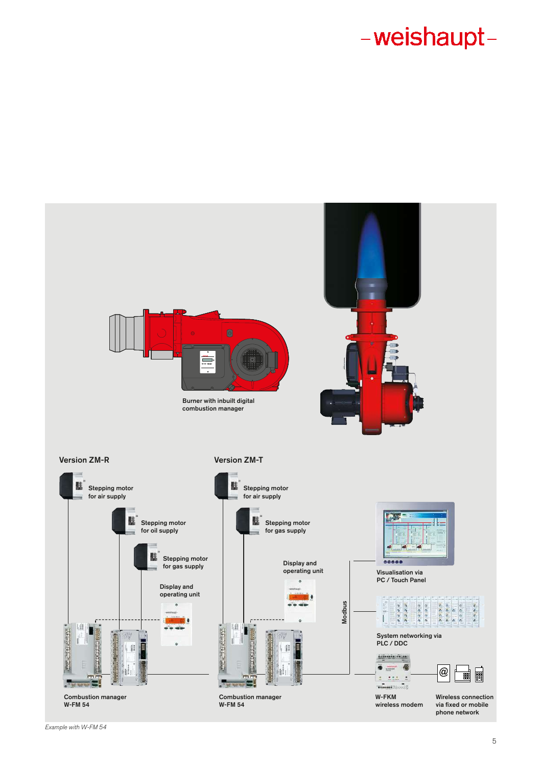Burner with inbuilt digital combustion manager

## Version ZM-R

Stepping motor for air supply

Stepping motor for oil supply

Stepping motor for gas supply

Display and operating unit

Combustion manager W-FM 54

## Version ZM-T

Stepping motor for air supply

Stepping motor for gas supply

Display and operating unit

Combustion manager W-FM 54

Modbus

Visualisation via PC / Touch Panel

System networking via PLC / DDC

W-FKM wireless modem

Wireless connection via fixed or mobile phone network

*Example with W-FM 54*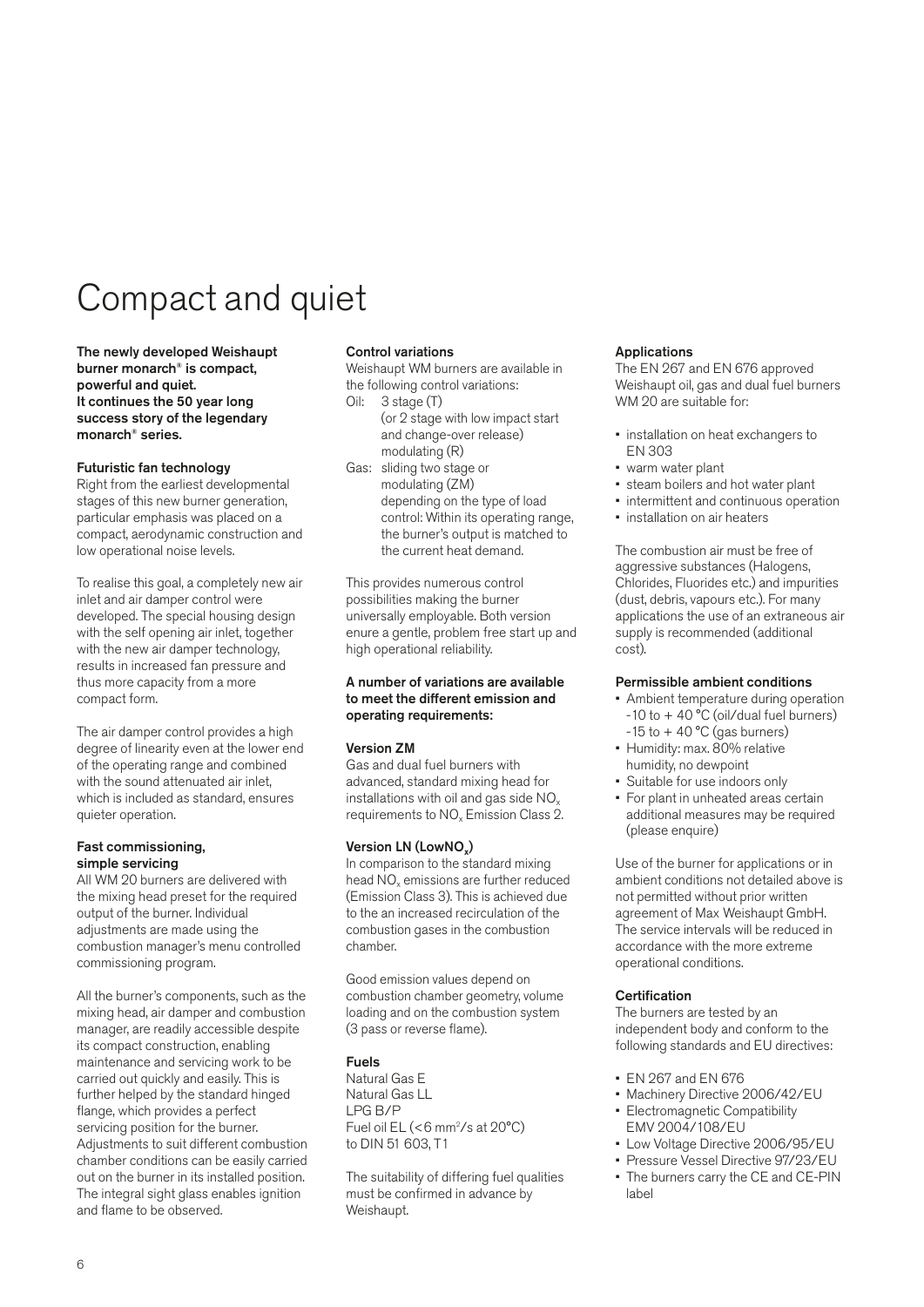# Compact and quiet

**The newly developed Weishaupt burner monarch® is compact, powerful and quiet. It continues the 50 year long success story of the legendary monarch® series.**

**Futuristic fan technology**

Right from the earliest developmental stages of this new burner generation, particular emphasis was placed on a compact, aerodynamic construction and low operational noise levels.

To realise this goal, a completely new air inlet and air damper control were developed. The special housing design with the self opening air inlet, together with the new air damper technology, results in increased fan pressure and thus more capacity from a more compact form.

The air damper control provides a high degree of linearity even at the lower end of the operating range and combined with the sound attenuated air inlet, which is included as standard, ensures quieter operation.

**Fast commissioning, simple servicing**

All WM 20 burners are delivered with the mixing head preset for the required output of the burner. Individual adjustments are made using the combustion manager's menu controlled commissioning program.

All the burner's components, such as the mixing head, air damper and combustion manager, are readily accessible despite its compact construction, enabling maintenance and servicing work to be carried out quickly and easily. This is further helped by the standard hinged flange, which provides a perfect servicing position for the burner. Adjustments to suit different combustion chamber conditions can be easily carried out on the burner in its installed position. The integral sight glass enables ignition and flame to be observed.

**Control variations**

Weishaupt WM burners are available in the following control variations:

Oil: 3 stage (T)
(or 2 stage with low impact start and change-over release)
modulating (R)

Gas: sliding two stage or
modulating (ZM)
depending on the type of load control: Within its operating range, the burner's output is matched to the current heat demand.

This provides numerous control possibilities making the burner universally employable. Both version enure a gentle, problem free start up and high operational reliability.

**A number of variations are available to meet the different emission and operating requirements:**

**Version ZM**

Gas and dual fuel burners with advanced, standard mixing head for installations with oil and gas side $NO_x$ requirements to $NO_x$ Emission Class 2.

**Version LN (Low$NO_x$)**

In comparison to the standard mixing head $NO_x$ emissions are further reduced (Emission Class 3). This is achieved due to the an increased recirculation of the combustion gases in the combustion chamber.

Good emission values depend on combustion chamber geometry, volume loading and on the combustion system (3 pass or reverse flame).

**Fuels**

Natural Gas E
Natural Gas LL
LPG B/P
Fuel oil EL (<6 $mm^2/s$ at 20°C) to DIN 51 603, T1

The suitability of differing fuel qualities must be confirmed in advance by Weishaupt.

**Applications**

The EN 267 and EN 676 approved Weishaupt oil, gas and dual fuel burners WM 20 are suitable for:

- installation on heat exchangers to EN 303
- warm water plant
- steam boilers and hot water plant
- intermittent and continuous operation
- installation on air heaters

The combustion air must be free of aggressive substances (Halogens, Chlorides, Fluorides etc.) and impurities (dust, debris, vapours etc.). For many applications the use of an extraneous air supply is recommended (additional cost).

**Permissible ambient conditions**

- Ambient temperature during operation -10 to + 40 °C (oil/dual fuel burners) -15 to + 40 °C (gas burners)
- Humidity: max. 80% relative humidity, no dewpoint
- Suitable for use indoors only
- For plant in unheated areas certain additional measures may be required (please enquire)

Use of the burner for applications or in ambient conditions not detailed above is not permitted without prior written agreement of Max Weishaupt GmbH. The service intervals will be reduced in accordance with the more extreme operational conditions.

**Certification**

The burners are tested by an independent body and conform to the following standards and EU directives:

- EN 267 and EN 676
- Machinery Directive 2006/42/EU
- Electromagnetic Compatibility EMV 2004/108/EU
- Low Voltage Directive 2006/95/EU
- Pressure Vessel Directive 97/23/EU
- The burners carry the CE and CE-PIN label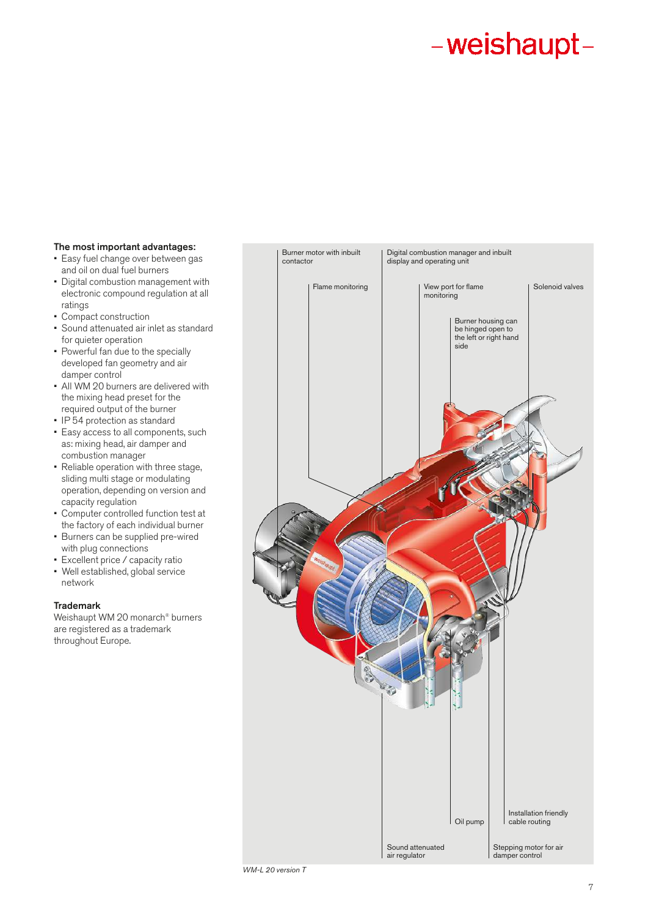**The most important advantages:**

- Easy fuel change over between gas and oil on dual fuel burners
- Digital combustion management with electronic compound regulation at all ratings
- Compact construction
- Sound attenuated air inlet as standard for quieter operation
- Powerful fan due to the specially developed fan geometry and air damper control
- All WM 20 burners are delivered with the mixing head preset for the required output of the burner
- IP 54 protection as standard
- Easy access to all components, such as: mixing head, air damper and combustion manager
- Reliable operation with three stage, sliding multi stage or modulating operation, depending on version and capacity regulation
- Computer controlled function test at the factory of each individual burner
- Burners can be supplied pre-wired with plug connections
- Excellent price / capacity ratio
- Well established, global service network

**Trademark**

Weishaupt WM 20 monarch® burners are registered as a trademark throughout Europe.

Burner motor with inbuilt contactor

Digital combustion manager and inbuilt display and operating unit

Flame monitoring

View port for flame monitoring

Solenoid valves

Burner housing can be hinged open to the left or right hand side

Oil pump

Installation friendly cable routing

Sound attenuated air regulator

Stepping motor for air damper control

*WM-L 20 version T*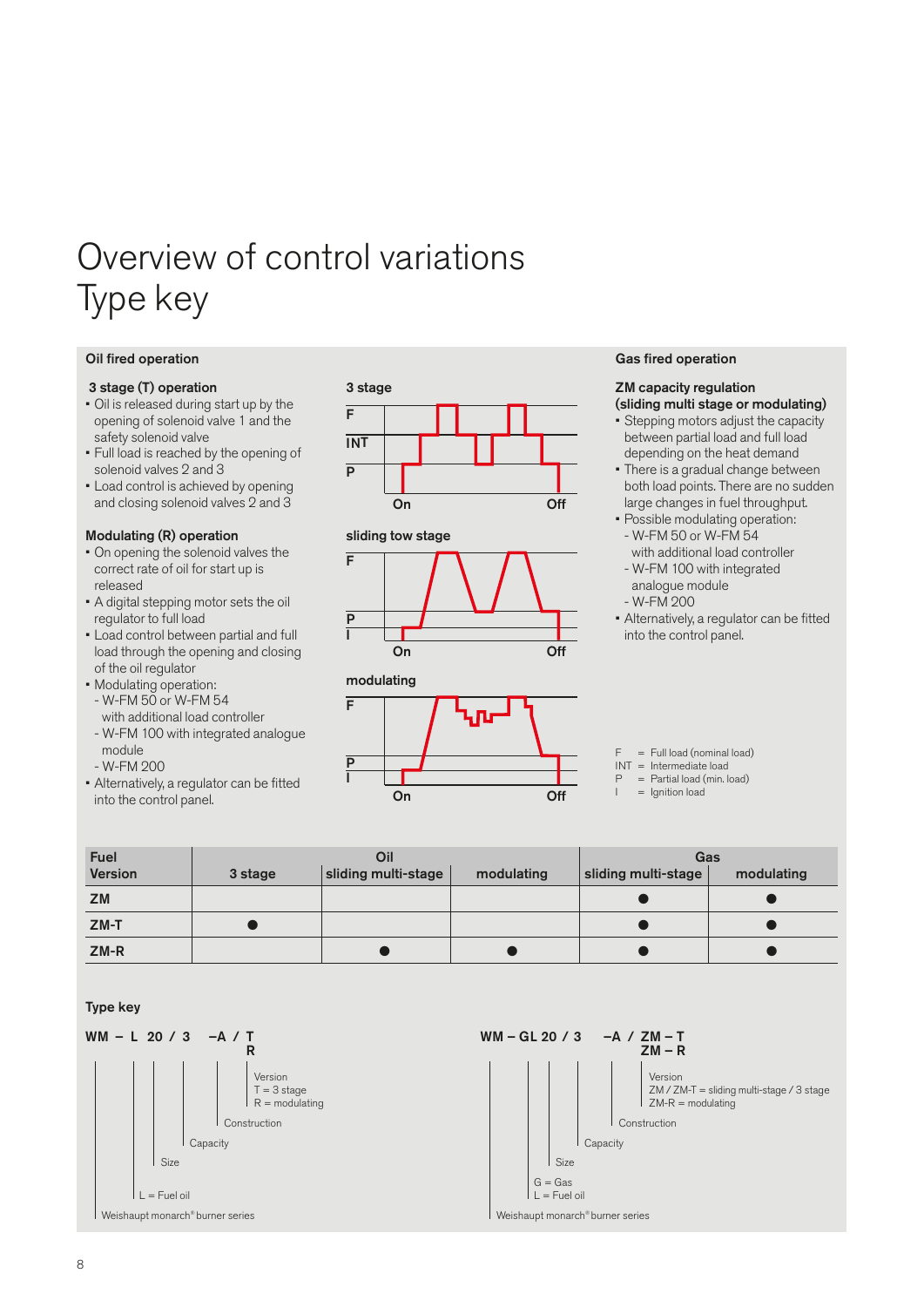# Overview of control variations
# Type key

## Oil fired operation

### 3 stage (T) operation

- Oil is released during start up by the opening of solenoid valve 1 and the safety solenoid valve
- Full load is reached by the opening of solenoid valves 2 and 3
- Load control is achieved by opening and closing solenoid valves 2 and 3

### Modulating (R) operation

- On opening the solenoid valves the correct rate of oil for start up is released
- A digital stepping motor sets the oil regulator to full load
- Load control between partial and full load through the opening and closing of the oil regulator
- Modulating operation:
  - W-FM 50 or W-FM 54 with additional load controller
  - W-FM 100 with integrated analogue module
  - W-FM 200
- Alternatively, a regulator can be fitted into the control panel.

**3 stage**

F
INT
P
On Off

**sliding tow stage**

F
P
I
On Off

**modulating**

F
P
I
On Off

## Gas fired operation

### ZM capacity regulation (sliding multi stage or modulating)

- Stepping motors adjust the capacity between partial load and full load depending on the heat demand
- There is a gradual change between both load points. There are no sudden large changes in fuel throughput.
- Possible modulating operation:
  - W-FM 50 or W-FM 54 with additional load controller
  - W-FM 100 with integrated analogue module
  - W-FM 200
- Alternatively, a regulator can be fitted into the control panel.

F = Full load (nominal load)
INT = Intermediate load
P = Partial load (min. load)
I = Ignition load

| Fuel<br>Version | Oil<br>3 stage | <br>sliding multi-stage | <br>modulating | Gas<br>sliding multi-stage | <br>modulating |
|---|---|---|---|---|---|
| ZM | | | | ● | ● |
| ZM-T | ● | | | ● | ● |
| ZM-R | | ● | ● | ● | ● |

### Type key

**WM – L 20 / 3 –A / T**
**R**

- Version
  - T = 3 stage
  - R = modulating
- Construction
- Capacity
- Size
- L = Fuel oil
- Weishaupt monarch® burner series

**WM – GL 20 / 3 –A / ZM – T**
**ZM – R**

- Version
  - ZM / ZM-T = sliding multi-stage / 3 stage
  - ZM-R = modulating
- Construction
- Capacity
- Size
- G = Gas
- L = Fuel oil
- Weishaupt monarch® burner series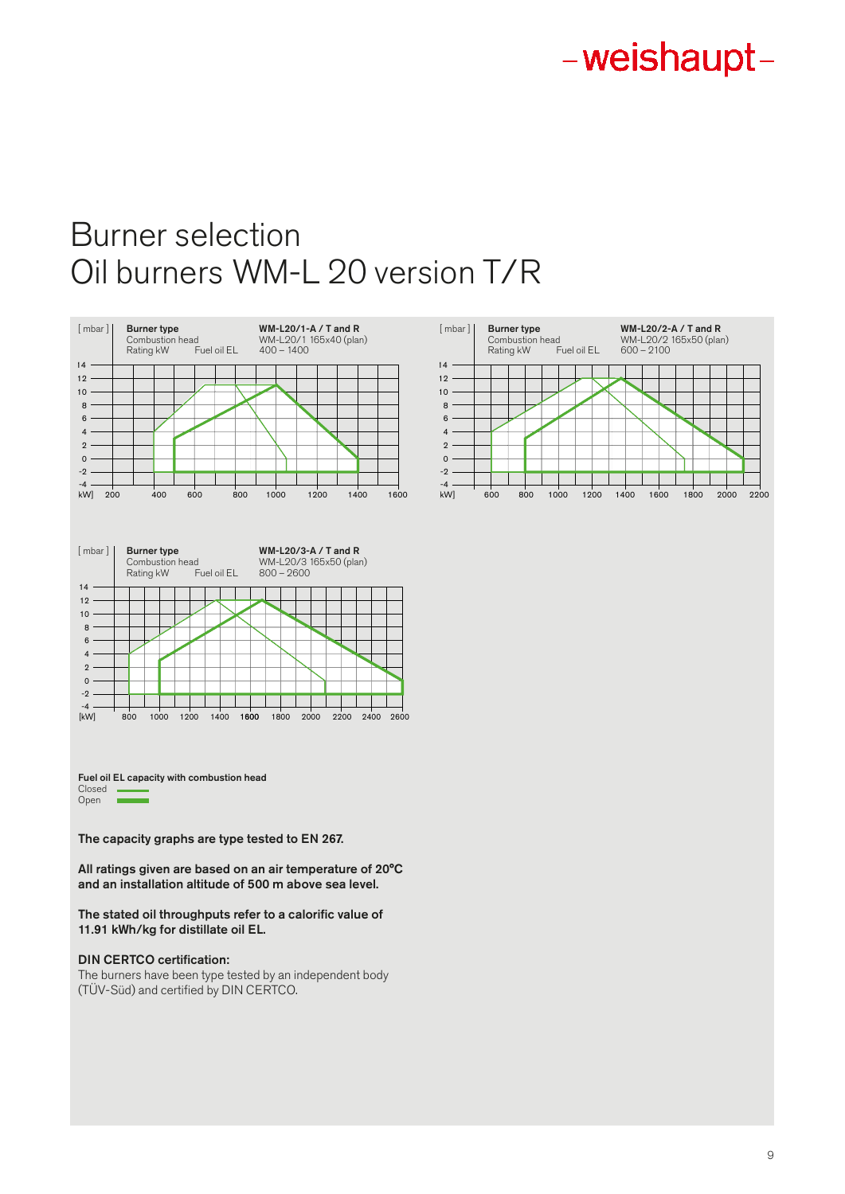# Burner selection
# Oil burners WM-L 20 version T/R

| Burner type | WM-L20/1-A / T and R |
|---|---|
| Combustion head | WM-L20/1 165x40 (plan) |
| Rating kW Fuel oil EL | 400 – 1400 |

| Burner type | WM-L20/2-A / T and R |
|---|---|
| Combustion head | WM-L20/2 165x50 (plan) |
| Rating kW Fuel oil EL | 600 – 2100 |

| Burner type | WM-L20/3-A / T and R |
|---|---|
| Combustion head | WM-L20/3 165x50 (plan) |
| Rating kW Fuel oil EL | 800 – 2600 |

**Fuel oil EL capacity with combustion head**

Closed

Open

**The capacity graphs are type tested to EN 267.**

**All ratings given are based on an air temperature of 20°C and an installation altitude of 500 m above sea level.**

**The stated oil throughputs refer to a calorific value of 11.91 kWh/kg for distillate oil EL.**

**DIN CERTCO certification:**

The burners have been type tested by an independent body (TÜV-Süd) and certified by DIN CERTCO.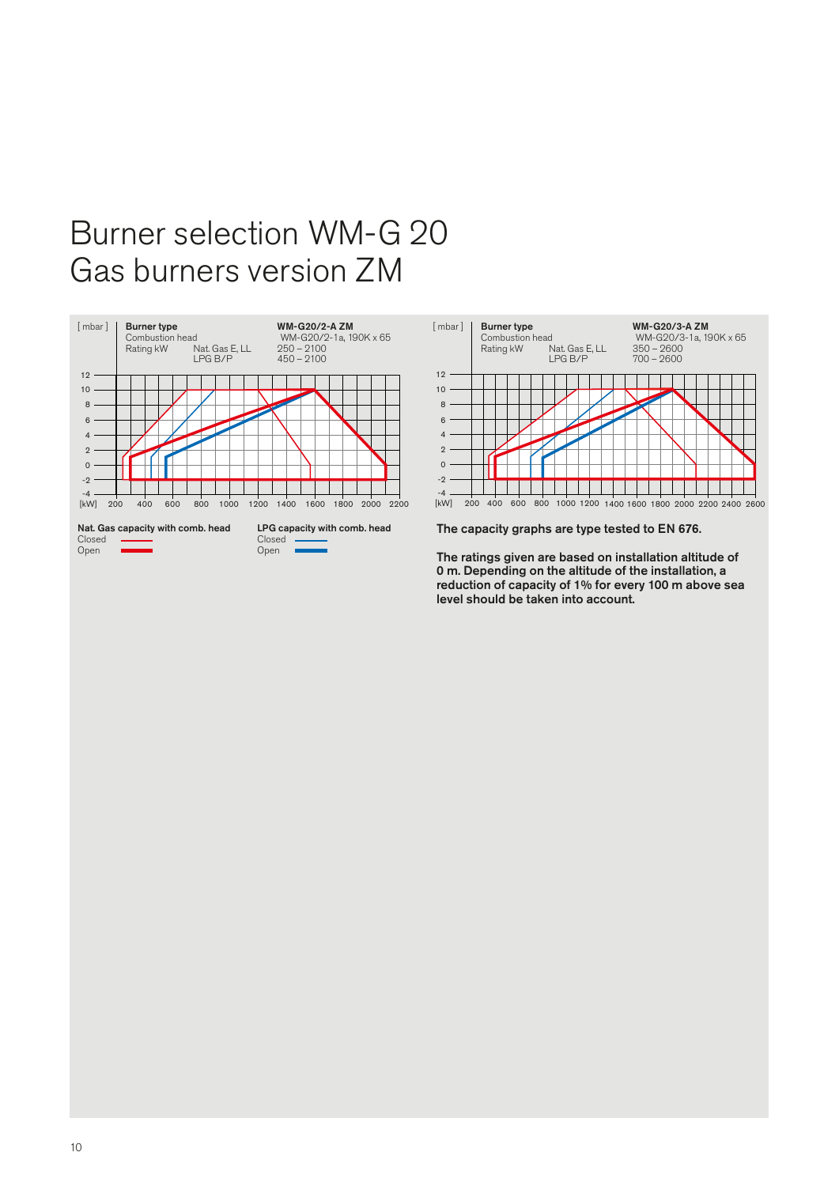# Burner selection WM-G 20
# Gas burners version ZM

| Burner type | | WM-G20/2-A ZM |
|---|---|---|
| Combustion head | | WM-G20/2-1a, 190K x 65 |
| Rating kW | Nat. Gas E, LL | 250 – 2100 |
| | LPG B/P | 450 – 2100 |

[ mbar ] / [kW]

**Nat. Gas capacity with comb. head**
Closed
Open

**LPG capacity with comb. head**
Closed
Open

| Burner type | | WM-G20/3-A ZM |
|---|---|---|
| Combustion head | | WM-G20/3-1a, 190K x 65 |
| Rating kW | Nat. Gas E, LL | 350 – 2600 |
| | LPG B/P | 700 – 2600 |

[ mbar ] / [kW]

**The capacity graphs are type tested to EN 676.**

**The ratings given are based on installation altitude of 0 m. Depending on the altitude of the installation, a reduction of capacity of 1% for every 100 m above sea level should be taken into account.**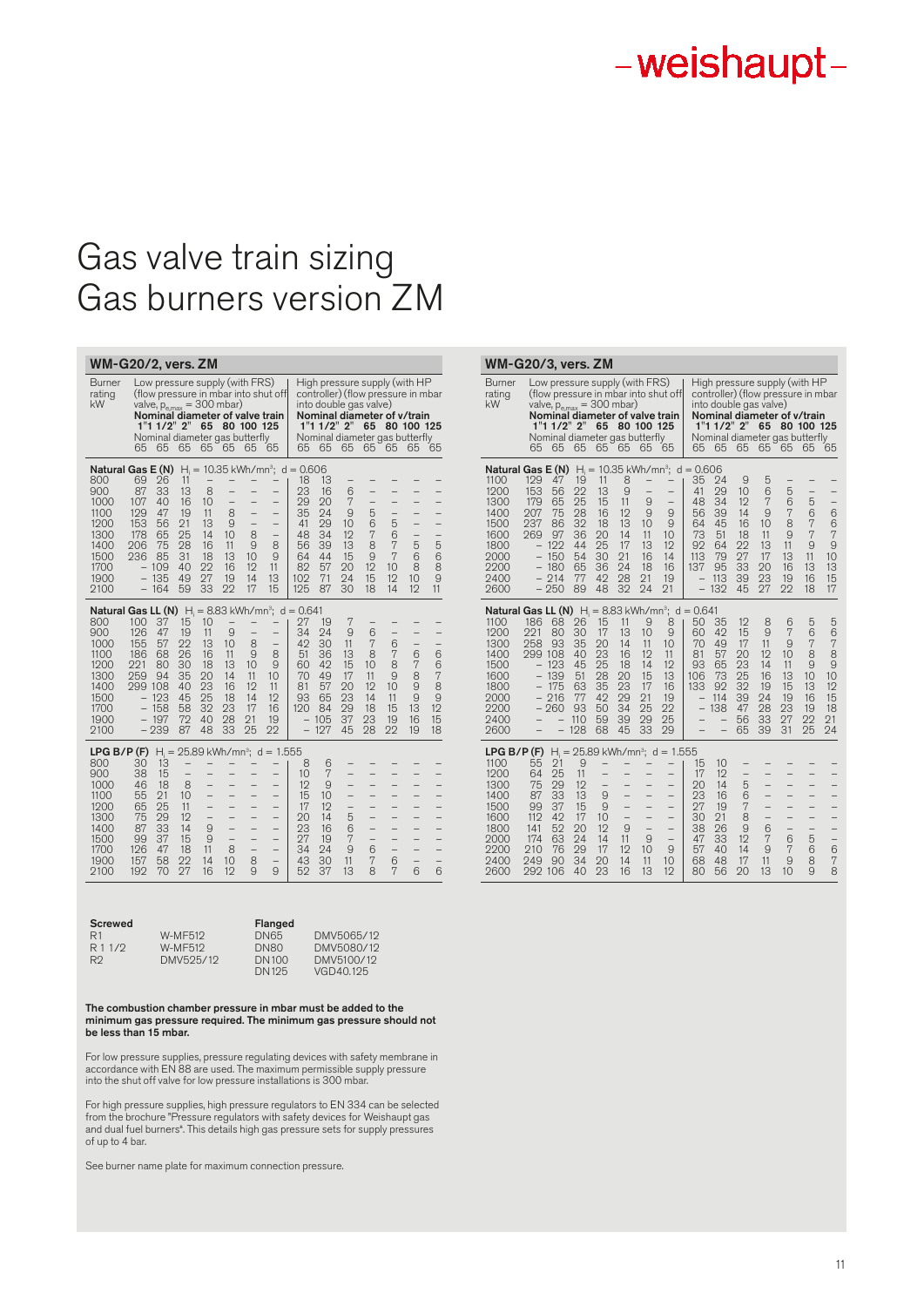# Gas valve train sizing
# Gas burners version ZM

## WM-G20/2, vers. ZM

| Burner rating kW | Low pressure supply (with FRS) (flow pressure in mbar into shut off valve, $p_{e,max}$ = 300 mbar) Nominal diameter of valve train | | | | | | | High pressure supply (with HP controller) (flow pressure in mbar into double gas valve) Nominal diameter of v/train | | | | | | |
|---|---|---|---|---|---|---|---|---|---|---|---|---|---|---|
| | 1" | 1 1/2" | 2" | 65 | 80 | 100 | 125 | 1" | 1 1/2" | 2" | 65 | 80 | 100 | 125 |
| | Nominal diameter gas butterfly | | | | | | | Nominal diameter gas butterfly | | | | | | |
| | 65 | 65 | 65 | 65 | 65 | 65 | 65 | 65 | 65 | 65 | 65 | 65 | 65 | 65 |
| **Natural Gas E (N)** $H_i$ = 10.35 kWh/mn³; d = 0.606 | | | | | | | | | | | | | | |
| 800 | 69 | 26 | 11 | – | – | – | – | 18 | 13 | – | – | – | – | – |
| 900 | 87 | 33 | 13 | 8 | – | – | – | 23 | 16 | 6 | – | – | – | – |
| 1000 | 107 | 40 | 16 | 10 | – | – | – | 29 | 20 | 7 | – | – | – | – |
| 1100 | 129 | 47 | 19 | 11 | 8 | – | – | 35 | 24 | 9 | 5 | – | – | – |
| 1200 | 153 | 56 | 21 | 13 | 9 | – | – | 41 | 29 | 10 | 6 | 5 | – | – |
| 1300 | 178 | 65 | 25 | 14 | 10 | 8 | – | 48 | 34 | 12 | 7 | 6 | – | – |
| 1400 | 206 | 75 | 28 | 16 | 11 | 9 | 8 | 56 | 39 | 13 | 8 | 7 | 5 | 5 |
| 1500 | 236 | 85 | 31 | 18 | 13 | 10 | 9 | 64 | 44 | 15 | 9 | 7 | 6 | 6 |
| 1700 | – | 109 | 40 | 22 | 16 | 12 | 11 | 82 | 57 | 20 | 12 | 10 | 8 | 8 |
| 1900 | – | 135 | 49 | 27 | 19 | 14 | 13 | 102 | 71 | 24 | 15 | 12 | 10 | 9 |
| 2100 | – | 164 | 59 | 33 | 22 | 17 | 15 | 125 | 87 | 30 | 18 | 14 | 12 | 11 |
| **Natural Gas LL (N)** $H_i$ = 8.83 kWh/mn³; d = 0.641 | | | | | | | | | | | | | | |
| 800 | 100 | 37 | 15 | 10 | – | – | – | 27 | 19 | 7 | – | – | – | – |
| 900 | 126 | 47 | 19 | 11 | 9 | – | – | 34 | 24 | 9 | 6 | – | – | – |
| 1000 | 155 | 57 | 22 | 13 | 10 | 8 | – | 42 | 30 | 11 | 7 | 6 | – | – |
| 1100 | 186 | 68 | 26 | 16 | 11 | 9 | 8 | 51 | 36 | 13 | 8 | 7 | 6 | 6 |
| 1200 | 221 | 80 | 30 | 18 | 13 | 10 | 9 | 60 | 42 | 15 | 10 | 8 | 7 | 6 |
| 1300 | 259 | 94 | 35 | 20 | 14 | 11 | 10 | 70 | 49 | 17 | 11 | 9 | 8 | 7 |
| 1400 | 299 | 108 | 40 | 23 | 16 | 12 | 11 | 81 | 57 | 20 | 12 | 10 | 9 | 8 |
| 1500 | – | 123 | 45 | 25 | 18 | 14 | 12 | 93 | 65 | 23 | 14 | 11 | 9 | 9 |
| 1700 | – | 158 | 58 | 32 | 23 | 17 | 16 | 120 | 84 | 29 | 18 | 15 | 13 | 12 |
| 1900 | – | 197 | 72 | 40 | 28 | 21 | 19 | – | 105 | 37 | 23 | 19 | 16 | 15 |
| 2100 | – | 239 | 87 | 48 | 33 | 25 | 22 | – | 127 | 45 | 28 | 22 | 19 | 18 |
| **LPG B/P (F)** $H_i$ = 25.89 kWh/mn³; d = 1.555 | | | | | | | | | | | | | | |
| 800 | 30 | 13 | – | – | – | – | – | 8 | 6 | – | – | – | – | – |
| 900 | 38 | 15 | – | – | – | – | – | 10 | 7 | – | – | – | – | – |
| 1000 | 46 | 18 | 8 | – | – | – | – | 12 | 9 | – | – | – | – | – |
| 1100 | 55 | 21 | 10 | – | – | – | – | 15 | 10 | – | – | – | – | – |
| 1200 | 65 | 25 | 11 | – | – | – | – | 17 | 12 | – | – | – | – | – |
| 1300 | 75 | 29 | 12 | – | – | – | – | 20 | 14 | 5 | – | – | – | – |
| 1400 | 87 | 33 | 14 | 9 | – | – | – | 23 | 16 | 6 | – | – | – | – |
| 1500 | 99 | 37 | 15 | 9 | – | – | – | 27 | 19 | 7 | – | – | – | – |
| 1700 | 126 | 47 | 18 | 11 | 8 | – | – | 34 | 24 | 9 | 6 | – | – | – |
| 1900 | 157 | 58 | 22 | 14 | 10 | 8 | – | 43 | 30 | 11 | 7 | 6 | – | – |
| 2100 | 192 | 70 | 27 | 16 | 12 | 9 | 9 | 52 | 37 | 13 | 8 | 7 | 6 | 6 |

## WM-G20/3, vers. ZM

| Burner rating kW | Low pressure supply (with FRS) (flow pressure in mbar into shut off valve, $p_{e,max}$ = 300 mbar) Nominal diameter of valve train | | | | | | | High pressure supply (with HP controller) (flow pressure in mbar into double gas valve) Nominal diameter of v/train | | | | | | |
|---|---|---|---|---|---|---|---|---|---|---|---|---|---|---|
| | 1" | 1 1/2" | 2" | 65 | 80 | 100 | 125 | 1" | 1 1/2" | 2" | 65 | 80 | 100 | 125 |
| | Nominal diameter gas butterfly | | | | | | | Nominal diameter gas butterfly | | | | | | |
| | 65 | 65 | 65 | 65 | 65 | 65 | 65 | 65 | 65 | 65 | 65 | 65 | 65 | 65 |
| **Natural Gas E (N)** $H_i$ = 10.35 kWh/mn³; d = 0.606 | | | | | | | | | | | | | | |
| 1100 | 129 | 47 | 19 | 11 | 8 | – | – | 35 | 24 | 9 | 5 | – | – | – |
| 1200 | 153 | 56 | 22 | 13 | 9 | – | – | 41 | 29 | 10 | 6 | 5 | – | – |
| 1300 | 179 | 65 | 25 | 15 | 11 | 9 | – | 48 | 34 | 12 | 7 | 6 | 5 | – |
| 1400 | 207 | 75 | 28 | 16 | 12 | 9 | 9 | 56 | 39 | 14 | 9 | 7 | 6 | 6 |
| 1500 | 237 | 86 | 32 | 18 | 13 | 10 | 9 | 64 | 45 | 16 | 10 | 8 | 7 | 6 |
| 1600 | 269 | 97 | 36 | 20 | 14 | 11 | 10 | 73 | 51 | 18 | 11 | 9 | 7 | 7 |
| 1800 | – | 122 | 44 | 25 | 17 | 13 | 12 | 92 | 64 | 22 | 13 | 11 | 9 | 9 |
| 2000 | – | 150 | 54 | 30 | 21 | 16 | 14 | 113 | 79 | 27 | 17 | 13 | 11 | 10 |
| 2200 | – | 180 | 65 | 36 | 24 | 18 | 16 | 137 | 95 | 33 | 20 | 16 | 13 | 13 |
| 2400 | – | 214 | 77 | 42 | 28 | 21 | 19 | – | 113 | 39 | 23 | 19 | 16 | 15 |
| 2600 | – | 250 | 89 | 48 | 32 | 24 | 21 | – | 132 | 45 | 27 | 22 | 18 | 17 |
| **Natural Gas LL (N)** $H_i$ = 8.83 kWh/mn³; d = 0.641 | | | | | | | | | | | | | | |
| 1100 | 186 | 68 | 26 | 15 | 11 | 9 | 8 | 50 | 35 | 12 | 8 | 6 | 5 | 5 |
| 1200 | 221 | 80 | 30 | 17 | 13 | 10 | 9 | 60 | 42 | 15 | 9 | 7 | 6 | 6 |
| 1300 | 258 | 93 | 35 | 20 | 14 | 11 | 10 | 70 | 49 | 17 | 11 | 9 | 7 | 7 |
| 1400 | 299 | 108 | 40 | 23 | 16 | 12 | 11 | 81 | 57 | 20 | 12 | 10 | 8 | 8 |
| 1500 | – | 123 | 45 | 25 | 18 | 14 | 12 | 93 | 65 | 23 | 14 | 11 | 9 | 9 |
| 1600 | – | 139 | 51 | 28 | 20 | 15 | 13 | 106 | 73 | 25 | 16 | 13 | 10 | 10 |
| 1800 | – | 175 | 63 | 35 | 23 | 17 | 16 | 133 | 92 | 32 | 19 | 15 | 13 | 12 |
| 2000 | – | 216 | 77 | 42 | 29 | 21 | 19 | – | 114 | 39 | 24 | 19 | 16 | 15 |
| 2200 | – | 260 | 93 | 50 | 34 | 25 | 22 | – | 138 | 47 | 28 | 23 | 19 | 18 |
| 2400 | – | – | 110 | 59 | 39 | 29 | 25 | – | – | 56 | 33 | 27 | 22 | 21 |
| 2600 | – | – | 128 | 68 | 45 | 33 | 29 | – | – | 65 | 39 | 31 | 25 | 24 |
| **LPG B/P (F)** $H_i$ = 25.89 kWh/mn³; d = 1.555 | | | | | | | | | | | | | | |
| 1100 | 55 | 21 | 9 | – | – | – | – | 15 | 10 | – | – | – | – | – |
| 1200 | 64 | 25 | 11 | – | – | – | – | 17 | 12 | – | – | – | – | – |
| 1300 | 75 | 29 | 12 | – | – | – | – | 20 | 14 | 5 | – | – | – | – |
| 1400 | 87 | 33 | 13 | 9 | – | – | – | 23 | 16 | 6 | – | – | – | – |
| 1500 | 99 | 37 | 15 | 9 | – | – | – | 27 | 19 | 7 | – | – | – | – |
| 1600 | 112 | 42 | 17 | 10 | – | – | – | 30 | 21 | 8 | – | – | – | – |
| 1800 | 141 | 52 | 20 | 12 | 9 | – | – | 38 | 26 | 9 | 6 | – | – | – |
| 2000 | 174 | 63 | 24 | 14 | 11 | 9 | – | 47 | 33 | 12 | 7 | 6 | 5 | – |
| 2200 | 210 | 76 | 29 | 17 | 12 | 10 | 9 | 57 | 40 | 14 | 9 | 7 | 6 | 6 |
| 2400 | 249 | 90 | 34 | 20 | 14 | 11 | 10 | 68 | 48 | 17 | 11 | 9 | 8 | 7 |
| 2600 | 292 | 106 | 40 | 23 | 16 | 13 | 12 | 80 | 56 | 20 | 13 | 10 | 9 | 8 |

| **Screwed** | | **Flanged** | |
|---|---|---|---|
| R1 | W-MF512 | DN65 | DMV5065/12 |
| R 1 1/2 | W-MF512 | DN80 | DMV5080/12 |
| R2 | DMV525/12 | DN100 | DMV5100/12 |
| | | DN125 | VGD40.125 |

**The combustion chamber pressure in mbar must be added to the minimum gas pressure required. The minimum gas pressure should not be less than 15 mbar.**

For low pressure supplies, pressure regulating devices with safety membrane in accordance with EN 88 are used. The maximum permissible supply pressure into the shut off valve for low pressure installations is 300 mbar.

For high pressure supplies, high pressure regulators to EN 334 can be selected from the brochure "Pressure regulators with safety devices for Weishaupt gas and dual fuel burners". This details high gas pressure sets for supply pressures of up to 4 bar.

See burner name plate for maximum connection pressure.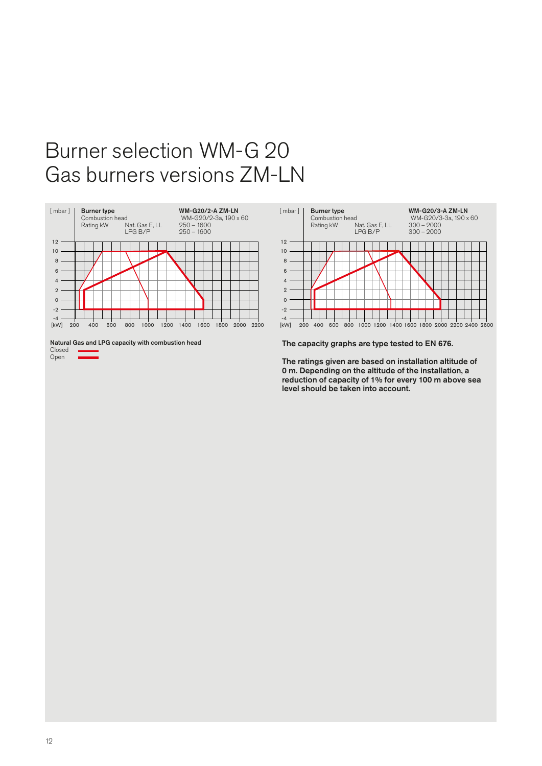# Burner selection WM-G 20
# Gas burners versions ZM-LN

| Burner type | | WM-G20/2-A ZM-LN |
|---|---|---|
| Combustion head | | WM-G20/2-3a, 190 x 60 |
| Rating kW | Nat. Gas E, LL | 250 – 1600 |
| | LPG B/P | 250 – 1600 |

| Burner type | | WM-G20/3-A ZM-LN |
|---|---|---|
| Combustion head | | WM-G20/3-3a, 190 x 60 |
| Rating kW | Nat. Gas E, LL | 300 – 2000 |
| | LPG B/P | 300 – 2000 |

**Natural Gas and LPG capacity with combustion head**

Closed

Open

**The capacity graphs are type tested to EN 676.**

**The ratings given are based on installation altitude of 0 m. Depending on the altitude of the installation, a reduction of capacity of 1% for every 100 m above sea level should be taken into account.**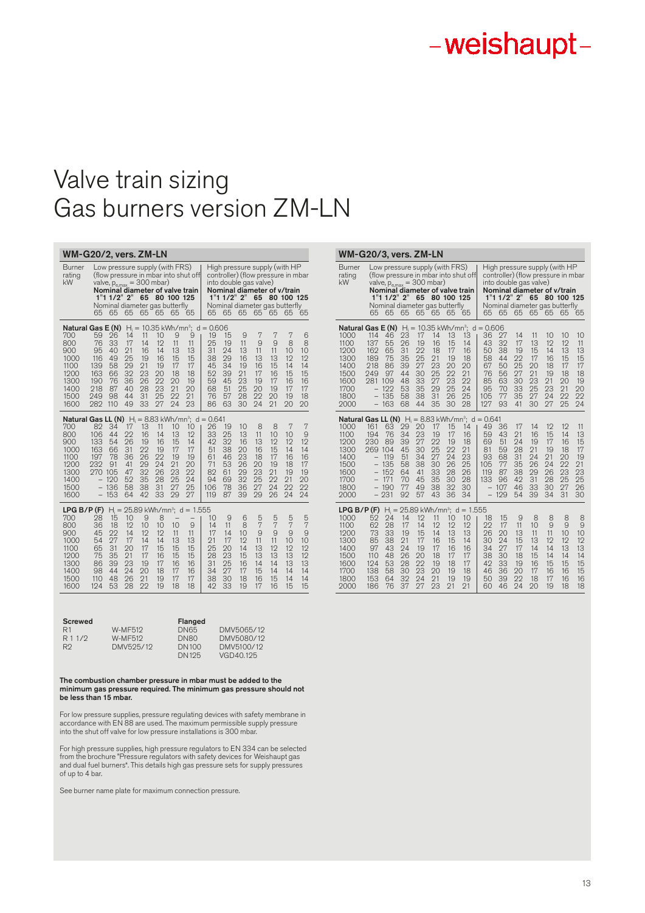# Valve train sizing Gas burners version ZM-LN

## WM-G20/2, vers. ZM-LN

| Burner rating kW | Low pressure supply (with FRS) (flow pressure in mbar into shut off valve, $p_{e,max}$ = 300 mbar) | | | | | | | High pressure supply (with HP controller) (flow pressure in mbar into double gas valve) | | | | | | |
|---|---|---|---|---|---|---|---|---|---|---|---|---|---|---|
| | **Nominal diameter of valve train** | | | | | | | **Nominal diameter of v/train** | | | | | | |
| | 1" | 1 1/2" | 2" | 65 | 80 | 100 | 125 | 1" | 1 1/2" | 2" | 65 | 80 | 100 | 125 |
| | Nominal diameter gas butterfly | | | | | | | Nominal diameter gas butterfly | | | | | | |
| | 65 | 65 | 65 | 65 | 65 | 65 | 65 | 65 | 65 | 65 | 65 | 65 | 65 | 65 |
| **Natural Gas E (N)** $H_i$ = 10.35 kWh/mn³; d = 0.606 | | | | | | | | | | | | | | |
| 700 | 59 | 26 | 14 | 11 | 10 | 9 | 9 | 19 | 15 | 9 | 7 | 7 | 7 | 6 |
| 800 | 76 | 33 | 17 | 14 | 12 | 11 | 11 | 25 | 19 | 11 | 9 | 9 | 8 | 8 |
| 900 | 95 | 40 | 21 | 16 | 14 | 13 | 13 | 31 | 24 | 13 | 11 | 11 | 10 | 10 |
| 1000 | 116 | 49 | 25 | 19 | 16 | 15 | 15 | 38 | 29 | 16 | 13 | 13 | 12 | 12 |
| 1100 | 139 | 58 | 29 | 21 | 19 | 17 | 17 | 45 | 34 | 19 | 16 | 15 | 14 | 14 |
| 1200 | 163 | 66 | 32 | 23 | 20 | 18 | 18 | 52 | 39 | 21 | 17 | 16 | 15 | 15 |
| 1300 | 190 | 76 | 36 | 26 | 22 | 20 | 19 | 59 | 45 | 23 | 19 | 17 | 16 | 16 |
| 1400 | 218 | 87 | 40 | 28 | 23 | 21 | 20 | 68 | 51 | 25 | 20 | 19 | 17 | 17 |
| 1500 | 249 | 98 | 44 | 31 | 25 | 22 | 21 | 76 | 57 | 28 | 22 | 20 | 19 | 18 |
| 1600 | 282 | 110 | 49 | 33 | 27 | 24 | 23 | 86 | 63 | 30 | 24 | 21 | 20 | 20 |
| **Natural Gas LL (N)** $H_i$ = 8.83 kWh/mn³; d = 0.641 | | | | | | | | | | | | | | |
| 700 | 82 | 34 | 17 | 13 | 11 | 10 | 10 | 26 | 19 | 10 | 8 | 8 | 7 | 7 |
| 800 | 106 | 44 | 22 | 16 | 14 | 13 | 12 | 33 | 25 | 13 | 11 | 10 | 10 | 9 |
| 900 | 133 | 54 | 26 | 19 | 16 | 15 | 14 | 42 | 32 | 16 | 13 | 12 | 12 | 12 |
| 1000 | 163 | 66 | 31 | 22 | 19 | 17 | 17 | 51 | 38 | 20 | 16 | 15 | 14 | 14 |
| 1100 | 197 | 78 | 36 | 26 | 22 | 19 | 19 | 61 | 46 | 23 | 18 | 17 | 16 | 16 |
| 1200 | 232 | 91 | 41 | 29 | 24 | 21 | 20 | 71 | 53 | 26 | 20 | 19 | 18 | 17 |
| 1300 | 270 | 105 | 47 | 32 | 26 | 23 | 22 | 82 | 61 | 29 | 23 | 21 | 19 | 19 |
| 1400 | – | 120 | 52 | 35 | 28 | 25 | 24 | 94 | 69 | 32 | 25 | 22 | 21 | 20 |
| 1500 | – | 136 | 58 | 38 | 31 | 27 | 25 | 106 | 78 | 36 | 27 | 24 | 22 | 22 |
| 1600 | – | 153 | 64 | 42 | 33 | 29 | 27 | 119 | 87 | 39 | 29 | 26 | 24 | 24 |
| **LPG B/P (F)** $H_i$ = 25.89 kWh/mn³; d = 1.555 | | | | | | | | | | | | | | |
| 700 | 28 | 15 | 10 | 9 | 8 | – | – | 10 | 9 | 6 | 5 | 5 | 5 | 5 |
| 800 | 36 | 18 | 12 | 10 | 10 | 10 | 9 | 14 | 11 | 8 | 7 | 7 | 7 | 7 |
| 900 | 45 | 22 | 14 | 12 | 12 | 11 | 11 | 17 | 14 | 10 | 9 | 9 | 9 | 9 |
| 1000 | 54 | 27 | 17 | 14 | 14 | 13 | 13 | 21 | 17 | 12 | 11 | 11 | 10 | 10 |
| 1100 | 65 | 31 | 20 | 17 | 15 | 15 | 15 | 25 | 20 | 14 | 13 | 12 | 12 | 12 |
| 1200 | 75 | 35 | 21 | 17 | 16 | 15 | 15 | 28 | 23 | 15 | 13 | 13 | 13 | 12 |
| 1300 | 86 | 39 | 23 | 19 | 17 | 16 | 16 | 31 | 25 | 16 | 14 | 14 | 13 | 13 |
| 1400 | 98 | 44 | 24 | 20 | 18 | 17 | 16 | 34 | 27 | 17 | 15 | 14 | 14 | 14 |
| 1500 | 110 | 48 | 26 | 21 | 19 | 17 | 17 | 38 | 30 | 18 | 16 | 15 | 14 | 14 |
| 1600 | 124 | 53 | 28 | 22 | 19 | 18 | 18 | 42 | 33 | 19 | 17 | 16 | 15 | 15 |

## WM-G20/3, vers. ZM-LN

| Burner rating kW | Low pressure supply (with FRS) (flow pressure in mbar into shut off valve, $p_{e,max}$ = 300 mbar) | | | | | | | High pressure supply (with HP controller) (flow pressure in mbar into double gas valve) | | | | | | |
|---|---|---|---|---|---|---|---|---|---|---|---|---|---|---|
| | **Nominal diameter of valve train** | | | | | | | **Nominal diameter of v/train** | | | | | | |
| | 1" | 1 1/2" | 2" | 65 | 80 | 100 | 125 | 1" | 1 1/2" | 2" | 65 | 80 | 100 | 125 |
| | Nominal diameter gas butterfly | | | | | | | Nominal diameter gas butterfly | | | | | | |
| | 65 | 65 | 65 | 65 | 65 | 65 | 65 | 65 | 65 | 65 | 65 | 65 | 65 | 65 |
| **Natural Gas E (N)** $H_i$ = 10.35 kWh/mn³; d = 0.606 | | | | | | | | | | | | | | |
| 1000 | 114 | 46 | 23 | 17 | 14 | 13 | 13 | 36 | 27 | 14 | 11 | 10 | 10 | 10 |
| 1100 | 137 | 55 | 26 | 19 | 16 | 15 | 14 | 43 | 32 | 17 | 13 | 12 | 12 | 11 |
| 1200 | 162 | 65 | 31 | 22 | 18 | 17 | 16 | 50 | 38 | 19 | 15 | 14 | 13 | 13 |
| 1300 | 189 | 75 | 35 | 25 | 21 | 19 | 18 | 58 | 44 | 22 | 17 | 16 | 15 | 15 |
| 1400 | 218 | 86 | 39 | 27 | 23 | 20 | 20 | 67 | 50 | 25 | 20 | 18 | 17 | 17 |
| 1500 | 249 | 97 | 44 | 30 | 25 | 22 | 21 | 76 | 56 | 27 | 21 | 19 | 18 | 18 |
| 1600 | 281 | 109 | 48 | 33 | 27 | 23 | 22 | 85 | 63 | 30 | 23 | 21 | 20 | 19 |
| 1700 | – | 122 | 53 | 35 | 29 | 25 | 24 | 95 | 70 | 33 | 25 | 23 | 21 | 20 |
| 1800 | – | 135 | 58 | 38 | 31 | 26 | 25 | 105 | 77 | 35 | 27 | 24 | 22 | 22 |
| 2000 | – | 163 | 68 | 44 | 35 | 30 | 28 | 127 | 93 | 41 | 30 | 27 | 25 | 24 |
| **Natural Gas LL (N)** $H_i$ = 8.83 kWh/mn³; d = 0.641 | | | | | | | | | | | | | | |
| 1000 | 161 | 63 | 29 | 20 | 17 | 15 | 14 | 49 | 36 | 17 | 14 | 12 | 12 | 11 |
| 1100 | 194 | 76 | 34 | 23 | 19 | 17 | 16 | 59 | 43 | 21 | 16 | 15 | 14 | 13 |
| 1200 | 230 | 89 | 39 | 27 | 22 | 19 | 18 | 69 | 51 | 24 | 19 | 17 | 16 | 15 |
| 1300 | 269 | 104 | 45 | 30 | 25 | 22 | 21 | 81 | 59 | 28 | 21 | 19 | 18 | 17 |
| 1400 | – | 119 | 51 | 34 | 27 | 24 | 23 | 93 | 68 | 31 | 24 | 21 | 20 | 19 |
| 1500 | – | 135 | 58 | 38 | 30 | 26 | 25 | 105 | 77 | 35 | 26 | 24 | 22 | 21 |
| 1600 | – | 152 | 64 | 41 | 33 | 28 | 26 | 119 | 87 | 38 | 29 | 26 | 23 | 23 |
| 1700 | – | 171 | 70 | 45 | 35 | 30 | 28 | 133 | 96 | 42 | 31 | 28 | 25 | 25 |
| 1800 | – | 190 | 77 | 49 | 38 | 32 | 30 | – | 107 | 46 | 33 | 30 | 27 | 26 |
| 2000 | – | 231 | 92 | 57 | 43 | 36 | 34 | – | 129 | 54 | 39 | 34 | 31 | 30 |
| **LPG B/P (F)** $H_i$ = 25.89 kWh/mn³; d = 1.555 | | | | | | | | | | | | | | |
| 1000 | 52 | 24 | 14 | 12 | 11 | 10 | 10 | 18 | 15 | 9 | 8 | 8 | 8 | 8 |
| 1100 | 62 | 28 | 17 | 14 | 12 | 12 | 12 | 22 | 17 | 11 | 10 | 9 | 9 | 9 |
| 1200 | 73 | 33 | 19 | 15 | 14 | 13 | 13 | 26 | 20 | 13 | 11 | 11 | 10 | 10 |
| 1300 | 85 | 38 | 21 | 17 | 16 | 15 | 14 | 30 | 24 | 15 | 13 | 12 | 12 | 12 |
| 1400 | 97 | 43 | 24 | 19 | 17 | 16 | 16 | 34 | 27 | 17 | 14 | 14 | 13 | 13 |
| 1500 | 110 | 48 | 26 | 20 | 18 | 17 | 17 | 38 | 30 | 18 | 15 | 14 | 14 | 14 |
| 1600 | 124 | 53 | 28 | 22 | 19 | 18 | 17 | 42 | 33 | 19 | 16 | 15 | 15 | 15 |
| 1700 | 138 | 58 | 30 | 23 | 20 | 19 | 18 | 46 | 36 | 20 | 17 | 16 | 16 | 15 |
| 1800 | 153 | 64 | 32 | 24 | 21 | 19 | 19 | 50 | 39 | 22 | 18 | 17 | 16 | 16 |
| 2000 | 186 | 76 | 37 | 27 | 23 | 21 | 21 | 60 | 46 | 24 | 20 | 19 | 18 | 18 |

| Screwed | | Flanged | |
|---|---|---|---|
| R1 | W-MF512 | DN65 | DMV5065/12 |
| R 1 1/2 | W-MF512 | DN80 | DMV5080/12 |
| R2 | DMV525/12 | DN100 | DMV5100/12 |
| | | DN125 | VGD40.125 |

**The combustion chamber pressure in mbar must be added to the minimum gas pressure required. The minimum gas pressure should not be less than 15 mbar.**

For low pressure supplies, pressure regulating devices with safety membrane in accordance with EN 88 are used. The maximum permissible supply pressure into the shut off valve for low pressure installations is 300 mbar.

For high pressure supplies, high pressure regulators to EN 334 can be selected from the brochure "Pressure regulators with safety devices for Weishaupt gas and dual fuel burners". This details high gas pressure sets for supply pressures of up to 4 bar.

See burner name plate for maximum connection pressure.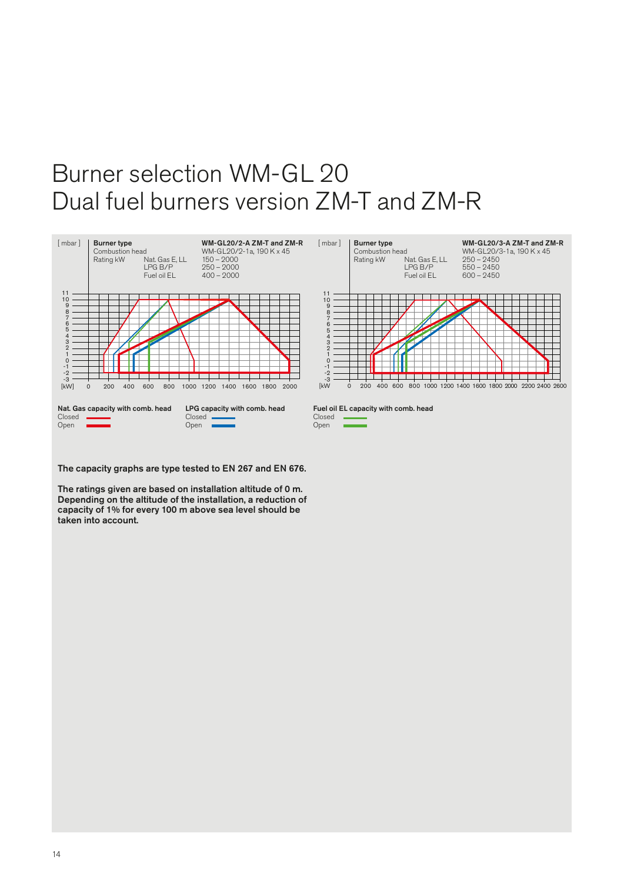# Burner selection WM-GL 20
# Dual fuel burners version ZM-T and ZM-R

| Burner type | | WM-GL20/2-A ZM-T and ZM-R |
|---|---|---|
| Combustion head | | WM-GL20/2-1a, 190 K x 45 |
| Rating kW | Nat. Gas E, LL | 150 – 2000 |
| | LPG B/P | 250 – 2000 |
| | Fuel oil EL | 400 – 2000 |

| Burner type | | WM-GL20/3-A ZM-T and ZM-R |
|---|---|---|
| Combustion head | | WM-GL20/3-1a, 190 K x 45 |
| Rating kW | Nat. Gas E, LL | 250 – 2450 |
| | LPG B/P | 550 – 2450 |
| | Fuel oil EL | 600 – 2450 |

**Nat. Gas capacity with comb. head**
Closed
Open

**LPG capacity with comb. head**
Closed
Open

**Fuel oil EL capacity with comb. head**
Closed
Open

**The capacity graphs are type tested to EN 267 and EN 676.**

**The ratings given are based on installation altitude of 0 m. Depending on the altitude of the installation, a reduction of capacity of 1% for every 100 m above sea level should be taken into account.**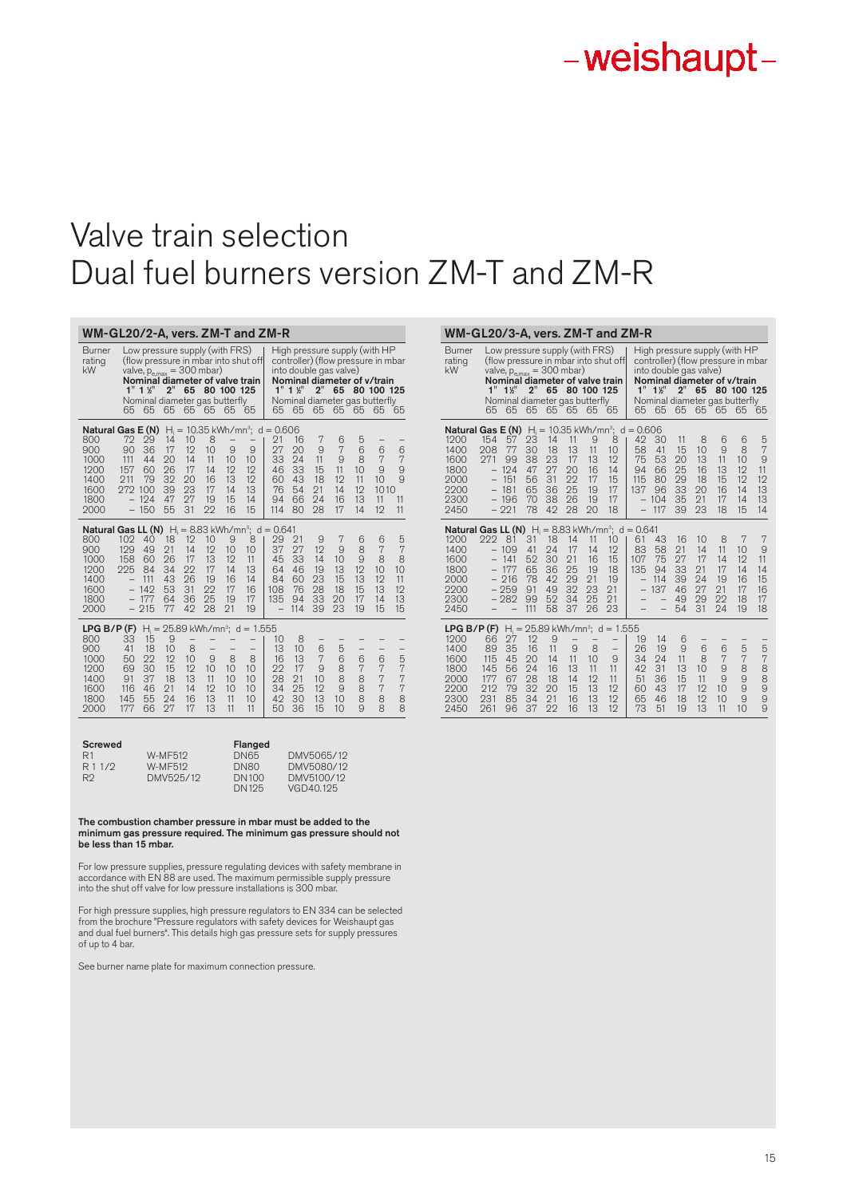# Valve train selection
# Dual fuel burners version ZM-T and ZM-R

## WM-GL20/2-A, vers. ZM-T and ZM-R

| Burner rating kW | Low pressure supply (with FRS) (flow pressure in mbar into shut off valve, $p_{e,max}$ = 300 mbar) Nominal diameter of valve train 1" | 1 ½" | 2" | 65 | 80 | 100 | 125 | High pressure supply (with HP controller) (flow pressure in mbar into double gas valve) Nominal diameter of v/train 1" | 1 ½" | 2" | 65 | 80 | 100 | 125 |
|---|---|---|---|---|---|---|---|---|---|---|---|---|---|---|
| | Nominal diameter gas butterfly 65 | 65 | 65 | 65 | 65 | 65 | 65 | Nominal diameter gas butterfly 65 | 65 | 65 | 65 | 65 | 65 | 65 |
| **Natural Gas E (N)** $H_i$ = 10.35 kWh/mn³; d = 0.606 | | | | | | | | | | | | | | |
| 800 | 72 | 29 | 14 | 10 | 8 | – | – | 21 | 16 | 7 | 6 | 5 | – | – |
| 900 | 90 | 36 | 17 | 12 | 10 | 9 | 9 | 27 | 20 | 9 | 7 | 6 | 6 | 6 |
| 1000 | 111 | 44 | 20 | 14 | 11 | 10 | 10 | 33 | 24 | 11 | 9 | 8 | 7 | 7 |
| 1200 | 157 | 60 | 26 | 17 | 14 | 12 | 12 | 46 | 33 | 15 | 11 | 10 | 9 | 9 |
| 1400 | 211 | 79 | 32 | 20 | 16 | 13 | 12 | 60 | 43 | 18 | 12 | 11 | 10 | 9 |
| 1600 | 272 | 100 | 39 | 23 | 17 | 14 | 13 | 76 | 54 | 21 | 14 | 12 | 10 | 10 |
| 1800 | – | 124 | 47 | 27 | 19 | 15 | 14 | 94 | 66 | 24 | 16 | 13 | 11 | 11 |
| 2000 | – | 150 | 55 | 31 | 22 | 16 | 15 | 114 | 80 | 28 | 17 | 14 | 12 | 11 |
| **Natural Gas LL (N)** $H_i$ = 8.83 kWh/mn³; d = 0.641 | | | | | | | | | | | | | | |
| 800 | 102 | 40 | 18 | 12 | 10 | 9 | 8 | 29 | 21 | 9 | 7 | 6 | 6 | 5 |
| 900 | 129 | 49 | 21 | 14 | 12 | 10 | 10 | 37 | 27 | 12 | 9 | 8 | 7 | 7 |
| 1000 | 158 | 60 | 26 | 17 | 13 | 12 | 11 | 45 | 33 | 14 | 10 | 9 | 8 | 8 |
| 1200 | 225 | 84 | 34 | 22 | 17 | 14 | 13 | 64 | 46 | 19 | 13 | 12 | 10 | 10 |
| 1400 | – | 111 | 43 | 26 | 19 | 16 | 14 | 84 | 60 | 23 | 15 | 13 | 12 | 11 |
| 1600 | – | 142 | 53 | 31 | 22 | 17 | 16 | 108 | 76 | 28 | 18 | 15 | 13 | 12 |
| 1800 | – | 177 | 64 | 36 | 25 | 19 | 17 | 135 | 94 | 33 | 20 | 17 | 14 | 13 |
| 2000 | – | 215 | 77 | 42 | 28 | 21 | 19 | – | 114 | 39 | 23 | 19 | 15 | 15 |
| **LPG B/P (F)** $H_i$ = 25.89 kWh/mn³; d = 1.555 | | | | | | | | | | | | | | |
| 800 | 33 | 15 | 9 | – | – | – | – | 10 | 8 | – | – | – | – | – |
| 900 | 41 | 18 | 10 | 8 | – | – | – | 13 | 10 | 6 | 5 | – | – | – |
| 1000 | 50 | 22 | 12 | 10 | 9 | 8 | 8 | 16 | 13 | 7 | 6 | 6 | 6 | 5 |
| 1200 | 69 | 30 | 15 | 12 | 10 | 10 | 10 | 22 | 17 | 9 | 8 | 7 | 7 | 7 |
| 1400 | 91 | 37 | 18 | 13 | 11 | 10 | 10 | 28 | 21 | 10 | 8 | 8 | 7 | 7 |
| 1600 | 116 | 46 | 21 | 14 | 12 | 10 | 10 | 34 | 25 | 12 | 9 | 8 | 7 | 7 |
| 1800 | 145 | 55 | 24 | 16 | 13 | 11 | 10 | 42 | 30 | 13 | 10 | 8 | 8 | 8 |
| 2000 | 177 | 66 | 27 | 17 | 13 | 11 | 11 | 50 | 36 | 15 | 10 | 9 | 8 | 8 |

| Screwed | | Flanged | |
|---|---|---|---|
| R1 | W-MF512 | DN65 | DMV5065/12 |
| R 1 1/2 | W-MF512 | DN80 | DMV5080/12 |
| R2 | DMV525/12 | DN100 | DMV5100/12 |
| | | DN125 | VGD40.125 |

**The combustion chamber pressure in mbar must be added to the minimum gas pressure required. The minimum gas pressure should not be less than 15 mbar.**

For low pressure supplies, pressure regulating devices with safety membrane in accordance with EN 88 are used. The maximum permissible supply pressure into the shut off valve for low pressure installations is 300 mbar.

For high pressure supplies, high pressure regulators to EN 334 can be selected from the brochure "Pressure regulators with safety devices for Weishaupt gas and dual fuel burners". This details high gas pressure sets for supply pressures of up to 4 bar.

See burner name plate for maximum connection pressure.

## WM-GL20/3-A, vers. ZM-T and ZM-R

| Burner rating kW | Low pressure supply (with FRS) (flow pressure in mbar into shut off valve, $p_{e,max}$ = 300 mbar) Nominal diameter of valve train 1" | 1 ½" | 2" | 65 | 80 | 100 | 125 | High pressure supply (with HP controller) (flow pressure in mbar into double gas valve) Nominal diameter of v/train 1" | 1 ½" | 2" | 65 | 80 | 100 | 125 |
|---|---|---|---|---|---|---|---|---|---|---|---|---|---|---|
| | Nominal diameter gas butterfly 65 | 65 | 65 | 65 | 65 | 65 | 65 | Nominal diameter gas butterfly 65 | 65 | 65 | 65 | 65 | 65 | 65 |
| **Natural Gas E (N)** $H_i$ = 10.35 kWh/mn³; d = 0.606 | | | | | | | | | | | | | | |
| 1200 | 154 | 57 | 23 | 14 | 11 | 9 | 8 | 42 | 30 | 11 | 8 | 6 | 6 | 5 |
| 1400 | 208 | 77 | 30 | 18 | 13 | 11 | 10 | 58 | 41 | 15 | 10 | 9 | 8 | 7 |
| 1600 | 271 | 99 | 38 | 23 | 17 | 13 | 12 | 75 | 53 | 20 | 13 | 11 | 10 | 9 |
| 1800 | – | 124 | 47 | 27 | 20 | 16 | 14 | 94 | 66 | 25 | 16 | 13 | 12 | 11 |
| 2000 | – | 151 | 56 | 31 | 22 | 17 | 15 | 115 | 80 | 29 | 18 | 15 | 12 | 12 |
| 2200 | – | 181 | 65 | 36 | 25 | 19 | 17 | 137 | 96 | 33 | 20 | 16 | 14 | 13 |
| 2300 | – | 196 | 70 | 38 | 26 | 19 | 17 | – | 104 | 35 | 21 | 17 | 14 | 13 |
| 2450 | – | 221 | 78 | 42 | 28 | 20 | 18 | – | 117 | 39 | 23 | 18 | 15 | 14 |
| **Natural Gas LL (N)** $H_i$ = 8.83 kWh/mn³; d = 0.641 | | | | | | | | | | | | | | |
| 1200 | 222 | 81 | 31 | 18 | 14 | 11 | 10 | 61 | 43 | 16 | 10 | 8 | 7 | 7 |
| 1400 | – | 109 | 41 | 24 | 17 | 14 | 12 | 83 | 58 | 21 | 14 | 11 | 10 | 9 |
| 1600 | – | 141 | 52 | 30 | 21 | 16 | 15 | 107 | 75 | 27 | 17 | 14 | 12 | 11 |
| 1800 | – | 177 | 65 | 36 | 25 | 19 | 18 | 135 | 94 | 33 | 21 | 17 | 14 | 14 |
| 2000 | – | 216 | 78 | 42 | 29 | 21 | 19 | – | 114 | 39 | 24 | 19 | 16 | 15 |
| 2200 | – | 259 | 91 | 49 | 32 | 23 | 21 | – | 137 | 46 | 27 | 21 | 17 | 16 |
| 2300 | – | 282 | 99 | 52 | 34 | 25 | 21 | – | – | 49 | 29 | 22 | 18 | 17 |
| 2450 | – | – | 111 | 58 | 37 | 26 | 23 | – | – | 54 | 31 | 24 | 19 | 18 |
| **LPG B/P (F)** $H_i$ = 25.89 kWh/mn³; d = 1.555 | | | | | | | | | | | | | | |
| 1200 | 66 | 27 | 12 | 9 | – | – | – | 19 | 14 | 6 | – | – | – | – |
| 1400 | 89 | 35 | 16 | 11 | 9 | 8 | – | 26 | 19 | 9 | 6 | 6 | 5 | 5 |
| 1600 | 115 | 45 | 20 | 14 | 11 | 10 | 9 | 34 | 24 | 11 | 8 | 7 | 7 | 7 |
| 1800 | 145 | 56 | 24 | 16 | 13 | 11 | 11 | 42 | 31 | 13 | 10 | 9 | 8 | 8 |
| 2000 | 177 | 67 | 28 | 18 | 14 | 12 | 11 | 51 | 36 | 15 | 11 | 9 | 9 | 8 |
| 2200 | 212 | 79 | 32 | 20 | 15 | 13 | 12 | 60 | 43 | 17 | 12 | 10 | 9 | 9 |
| 2300 | 231 | 85 | 34 | 21 | 16 | 13 | 12 | 65 | 46 | 18 | 12 | 10 | 9 | 9 |
| 2450 | 261 | 96 | 37 | 22 | 16 | 13 | 12 | 73 | 51 | 19 | 13 | 11 | 10 | 9 |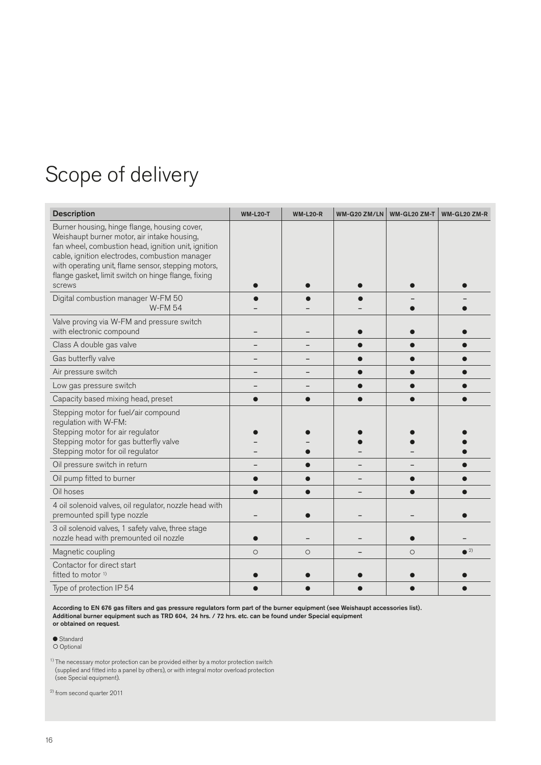# Scope of delivery

| Description | WM-L20-T | WM-L20-R | WM-G20 ZM/LN | WM-GL20 ZM-T | WM-GL20 ZM-R |
|---|---|---|---|---|---|
| Burner housing, hinge flange, housing cover, Weishaupt burner motor, air intake housing, fan wheel, combustion head, ignition unit, ignition cable, ignition electrodes, combustion manager with operating unit, flame sensor, stepping motors, flange gasket, limit switch on hinge flange, fixing screws | ● | ● | ● | ● | ● |
| Digital combustion manager W-FM 50<br>W-FM 54 | ●<br>– | ●<br>– | ●<br>– | –<br>● | –<br>● |
| Valve proving via W-FM and pressure switch with electronic compound | – | – | ● | ● | ● |
| Class A double gas valve | – | – | ● | ● | ● |
| Gas butterfly valve | – | – | ● | ● | ● |
| Air pressure switch | – | – | ● | ● | ● |
| Low gas pressure switch | – | – | ● | ● | ● |
| Capacity based mixing head, preset | ● | ● | ● | ● | ● |
| Stepping motor for fuel/air compound regulation with W-FM:<br>Stepping motor for air regulator<br>Stepping motor for gas butterfly valve<br>Stepping motor for oil regulator | ●<br>–<br>– | ●<br>–<br>● | ●<br>●<br>– | ●<br>●<br>– | ●<br>●<br>● |
| Oil pressure switch in return | – | ● | – | – | ● |
| Oil pump fitted to burner | ● | ● | – | ● | ● |
| Oil hoses | ● | ● | – | ● | ● |
| 4 oil solenoid valves, oil regulator, nozzle head with premounted spill type nozzle | – | ● | – | – | ● |
| 3 oil solenoid valves, 1 safety valve, three stage nozzle head with premounted oil nozzle | ● | – | – | ● | – |
| Magnetic coupling | ○ | ○ | – | ○ | ● [2] |
| Contactor for direct start fitted to motor [1] | ● | ● | ● | ● | ● |
| Type of protection IP 54 | ● | ● | ● | ● | ● |

**According to EN 676 gas filters and gas pressure regulators form part of the burner equipment (see Weishaupt accessories list). Additional burner equipment such as TRD 604, 24 hrs. / 72 hrs. etc. can be found under Special equipment or obtained on request.**

● Standard
○ Optional

[1] The necessary motor protection can be provided either by a motor protection switch (supplied and fitted into a panel by others), or with integral motor overload protection (see Special equipment).

[2] from second quarter 2011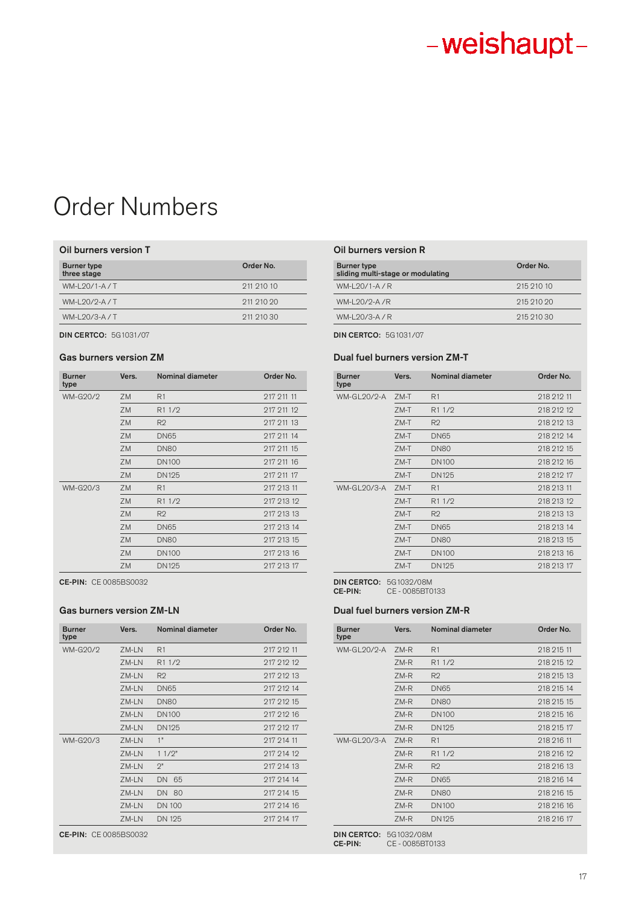# Order Numbers

### Oil burners version T

| Burner type three stage | Order No. |
|---|---|
| WM-L20/1-A / T | 211 210 10 |
| WM-L20/2-A / T | 211 210 20 |
| WM-L20/3-A / T | 211 210 30 |

**DIN CERTCO:** 5G1031/07

### Gas burners version ZM

| Burner type | Vers. | Nominal diameter | Order No. |
|---|---|---|---|
| WM-G20/2 | ZM | R1 | 217 211 11 |
| | ZM | R1 1/2 | 217 211 12 |
| | ZM | R2 | 217 211 13 |
| | ZM | DN65 | 217 211 14 |
| | ZM | DN80 | 217 211 15 |
| | ZM | DN100 | 217 211 16 |
| | ZM | DN125 | 217 211 17 |
| WM-G20/3 | ZM | R1 | 217 213 11 |
| | ZM | R1 1/2 | 217 213 12 |
| | ZM | R2 | 217 213 13 |
| | ZM | DN65 | 217 213 14 |
| | ZM | DN80 | 217 213 15 |
| | ZM | DN100 | 217 213 16 |
| | ZM | DN125 | 217 213 17 |

**CE-PIN:** CE 0085BS0032

### Gas burners version ZM-LN

| Burner type | Vers. | Nominal diameter | Order No. |
|---|---|---|---|
| WM-G20/2 | ZM-LN | R1 | 217 212 11 |
| | ZM-LN | R1 1/2 | 217 212 12 |
| | ZM-LN | R2 | 217 212 13 |
| | ZM-LN | DN65 | 217 212 14 |
| | ZM-LN | DN80 | 217 212 15 |
| | ZM-LN | DN100 | 217 212 16 |
| | ZM-LN | DN125 | 217 212 17 |
| WM-G20/3 | ZM-LN | 1" | 217 214 11 |
| | ZM-LN | 1 1/2" | 217 214 12 |
| | ZM-LN | 2" | 217 214 13 |
| | ZM-LN | DN 65 | 217 214 14 |
| | ZM-LN | DN 80 | 217 214 15 |
| | ZM-LN | DN 100 | 217 214 16 |
| | ZM-LN | DN 125 | 217 214 17 |

**CE-PIN:** CE 0085BS0032

### Oil burners version R

| Burner type sliding multi-stage or modulating | Order No. |
|---|---|
| WM-L20/1-A / R | 215 210 10 |
| WM-L20/2-A /R | 215 210 20 |
| WM-L20/3-A / R | 215 210 30 |

**DIN CERTCO:** 5G1031/07

### Dual fuel burners version ZM-T

| Burner type | Vers. | Nominal diameter | Order No. |
|---|---|---|---|
| WM-GL20/2-A | ZM-T | R1 | 218 212 11 |
| | ZM-T | R1 1/2 | 218 212 12 |
| | ZM-T | R2 | 218 212 13 |
| | ZM-T | DN65 | 218 212 14 |
| | ZM-T | DN80 | 218 212 15 |
| | ZM-T | DN100 | 218 212 16 |
| | ZM-T | DN125 | 218 212 17 |
| WM-GL20/3-A | ZM-T | R1 | 218 213 11 |
| | ZM-T | R1 1/2 | 218 213 12 |
| | ZM-T | R2 | 218 213 13 |
| | ZM-T | DN65 | 218 213 14 |
| | ZM-T | DN80 | 218 213 15 |
| | ZM-T | DN100 | 218 213 16 |
| | ZM-T | DN125 | 218 213 17 |

**DIN CERTCO:** 5G1032/08M
**CE-PIN:** CE - 0085BT0133

### Dual fuel burners version ZM-R

| Burner type | Vers. | Nominal diameter | Order No. |
|---|---|---|---|
| WM-GL20/2-A | ZM-R | R1 | 218 215 11 |
| | ZM-R | R1 1/2 | 218 215 12 |
| | ZM-R | R2 | 218 215 13 |
| | ZM-R | DN65 | 218 215 14 |
| | ZM-R | DN80 | 218 215 15 |
| | ZM-R | DN100 | 218 215 16 |
| | ZM-R | DN125 | 218 215 17 |
| WM-GL20/3-A | ZM-R | R1 | 218 216 11 |
| | ZM-R | R1 1/2 | 218 216 12 |
| | ZM-R | R2 | 218 216 13 |
| | ZM-R | DN65 | 218 216 14 |
| | ZM-R | DN80 | 218 216 15 |
| | ZM-R | DN100 | 218 216 16 |
| | ZM-R | DN125 | 218 216 17 |

**DIN CERTCO:** 5G1032/08M
**CE-PIN:** CE - 0085BT0133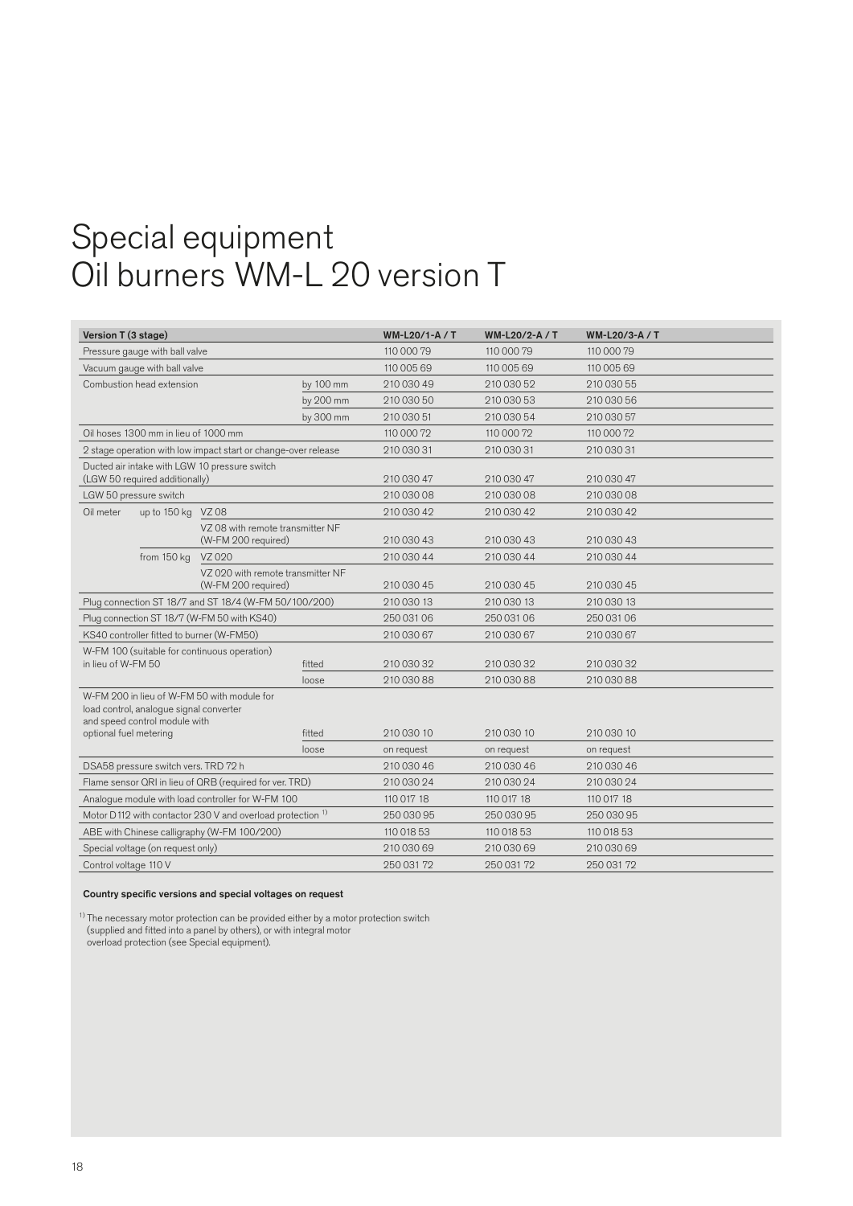# Special equipment
# Oil burners WM-L 20 version T

| Version T (3 stage) | | | WM-L20/1-A / T | WM-L20/2-A / T | WM-L20/3-A / T |
|---|---|---|---|---|---|
| Pressure gauge with ball valve | | | 110 000 79 | 110 000 79 | 110 000 79 |
| Vacuum gauge with ball valve | | | 110 005 69 | 110 005 69 | 110 005 69 |
| Combustion head extension | | by 100 mm | 210 030 49 | 210 030 52 | 210 030 55 |
| | | by 200 mm | 210 030 50 | 210 030 53 | 210 030 56 |
| | | by 300 mm | 210 030 51 | 210 030 54 | 210 030 57 |
| Oil hoses 1300 mm in lieu of 1000 mm | | | 110 000 72 | 110 000 72 | 110 000 72 |
| 2 stage operation with low impact start or change-over release | | | 210 030 31 | 210 030 31 | 210 030 31 |
| Ducted air intake with LGW 10 pressure switch (LGW 50 required additionally) | | | 210 030 47 | 210 030 47 | 210 030 47 |
| LGW 50 pressure switch | | | 210 030 08 | 210 030 08 | 210 030 08 |
| Oil meter | up to 150 kg | VZ 08 | 210 030 42 | 210 030 42 | 210 030 42 |
| | | VZ 08 with remote transmitter NF (W-FM 200 required) | 210 030 43 | 210 030 43 | 210 030 43 |
| | from 150 kg | VZ 020 | 210 030 44 | 210 030 44 | 210 030 44 |
| | | VZ 020 with remote transmitter NF (W-FM 200 required) | 210 030 45 | 210 030 45 | 210 030 45 |
| Plug connection ST 18/7 and ST 18/4 (W-FM 50/100/200) | | | 210 030 13 | 210 030 13 | 210 030 13 |
| Plug connection ST 18/7 (W-FM 50 with KS40) | | | 250 031 06 | 250 031 06 | 250 031 06 |
| KS40 controller fitted to burner (W-FM50) | | | 210 030 67 | 210 030 67 | 210 030 67 |
| W-FM 100 (suitable for continuous operation) in lieu of W-FM 50 | | fitted | 210 030 32 | 210 030 32 | 210 030 32 |
| | | loose | 210 030 88 | 210 030 88 | 210 030 88 |
| W-FM 200 in lieu of W-FM 50 with module for load control, analogue signal converter and speed control module with optional fuel metering | | fitted | 210 030 10 | 210 030 10 | 210 030 10 |
| | | loose | on request | on request | on request |
| DSA58 pressure switch vers. TRD 72 h | | | 210 030 46 | 210 030 46 | 210 030 46 |
| Flame sensor QRI in lieu of QRB (required for ver. TRD) | | | 210 030 24 | 210 030 24 | 210 030 24 |
| Analogue module with load controller for W-FM 100 | | | 110 017 18 | 110 017 18 | 110 017 18 |
| Motor D112 with contactor 230 V and overload protection [1] | | | 250 030 95 | 250 030 95 | 250 030 95 |
| ABE with Chinese calligraphy (W-FM 100/200) | | | 110 018 53 | 110 018 53 | 110 018 53 |
| Special voltage (on request only) | | | 210 030 69 | 210 030 69 | 210 030 69 |
| Control voltage 110 V | | | 250 031 72 | 250 031 72 | 250 031 72 |

**Country specific versions and special voltages on request**

[1] The necessary motor protection can be provided either by a motor protection switch (supplied and fitted into a panel by others), or with integral motor overload protection (see Special equipment).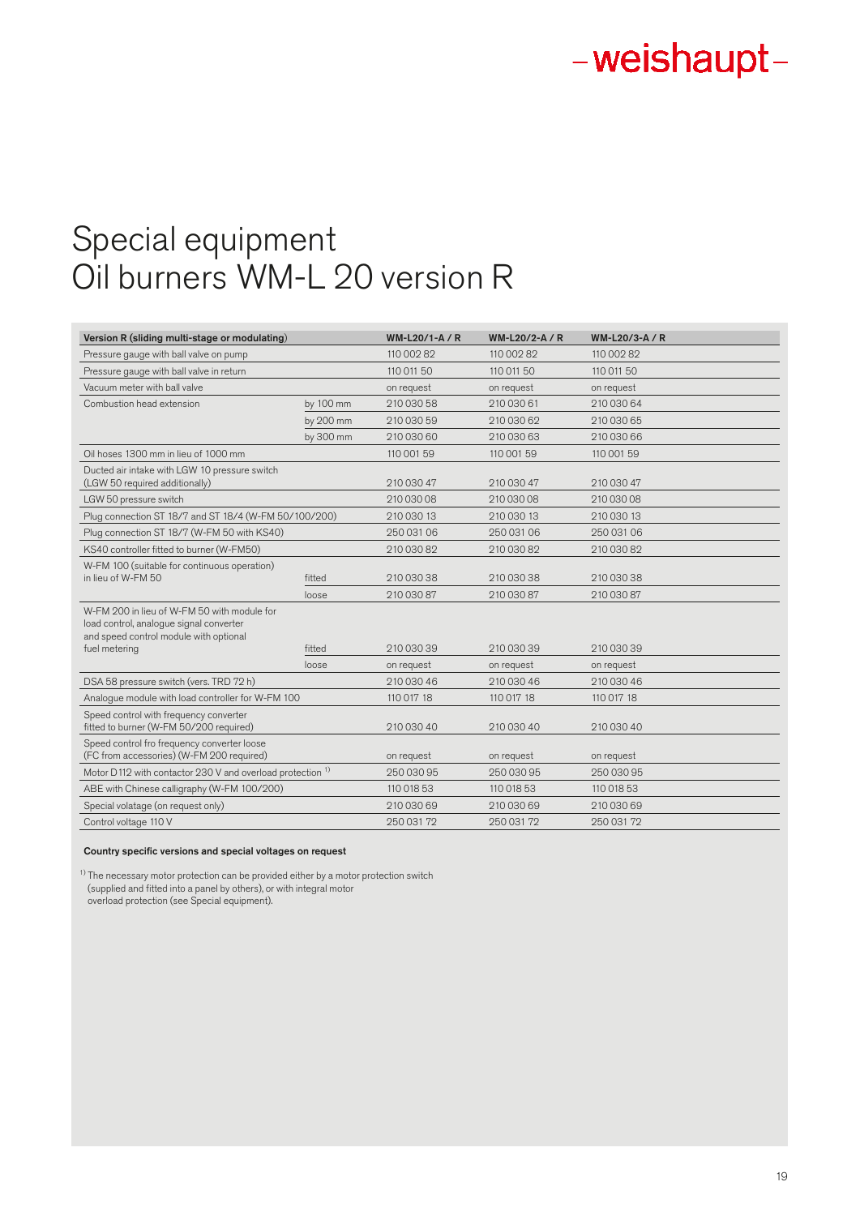# Special equipment
# Oil burners WM-L 20 version R

| Version R (sliding multi-stage or modulating) | | WM-L20/1-A / R | WM-L20/2-A / R | WM-L20/3-A / R |
|---|---|---|---|---|
| Pressure gauge with ball valve on pump | | 110 002 82 | 110 002 82 | 110 002 82 |
| Pressure gauge with ball valve in return | | 110 011 50 | 110 011 50 | 110 011 50 |
| Vacuum meter with ball valve | | on request | on request | on request |
| Combustion head extension | by 100 mm | 210 030 58 | 210 030 61 | 210 030 64 |
| | by 200 mm | 210 030 59 | 210 030 62 | 210 030 65 |
| | by 300 mm | 210 030 60 | 210 030 63 | 210 030 66 |
| Oil hoses 1300 mm in lieu of 1000 mm | | 110 001 59 | 110 001 59 | 110 001 59 |
| Ducted air intake with LGW 10 pressure switch (LGW 50 required additionally) | | 210 030 47 | 210 030 47 | 210 030 47 |
| LGW 50 pressure switch | | 210 030 08 | 210 030 08 | 210 030 08 |
| Plug connection ST 18/7 and ST 18/4 (W-FM 50/100/200) | | 210 030 13 | 210 030 13 | 210 030 13 |
| Plug connection ST 18/7 (W-FM 50 with KS40) | | 250 031 06 | 250 031 06 | 250 031 06 |
| KS40 controller fitted to burner (W-FM50) | | 210 030 82 | 210 030 82 | 210 030 82 |
| W-FM 100 (suitable for continuous operation) in lieu of W-FM 50 | fitted | 210 030 38 | 210 030 38 | 210 030 38 |
| | loose | 210 030 87 | 210 030 87 | 210 030 87 |
| W-FM 200 in lieu of W-FM 50 with module for load control, analogue signal converter and speed control module with optional fuel metering | fitted | 210 030 39 | 210 030 39 | 210 030 39 |
| | loose | on request | on request | on request |
| DSA 58 pressure switch (vers. TRD 72 h) | | 210 030 46 | 210 030 46 | 210 030 46 |
| Analogue module with load controller for W-FM 100 | | 110 017 18 | 110 017 18 | 110 017 18 |
| Speed control with frequency converter fitted to burner (W-FM 50/200 required) | | 210 030 40 | 210 030 40 | 210 030 40 |
| Speed control fro frequency converter loose (FC from accessories) (W-FM 200 required) | | on request | on request | on request |
| Motor D112 with contactor 230 V and overload protection [1] | | 250 030 95 | 250 030 95 | 250 030 95 |
| ABE with Chinese calligraphy (W-FM 100/200) | | 110 018 53 | 110 018 53 | 110 018 53 |
| Special volatage (on request only) | | 210 030 69 | 210 030 69 | 210 030 69 |
| Control voltage 110 V | | 250 031 72 | 250 031 72 | 250 031 72 |

**Country specific versions and special voltages on request**

[1] The necessary motor protection can be provided either by a motor protection switch (supplied and fitted into a panel by others), or with integral motor overload protection (see Special equipment).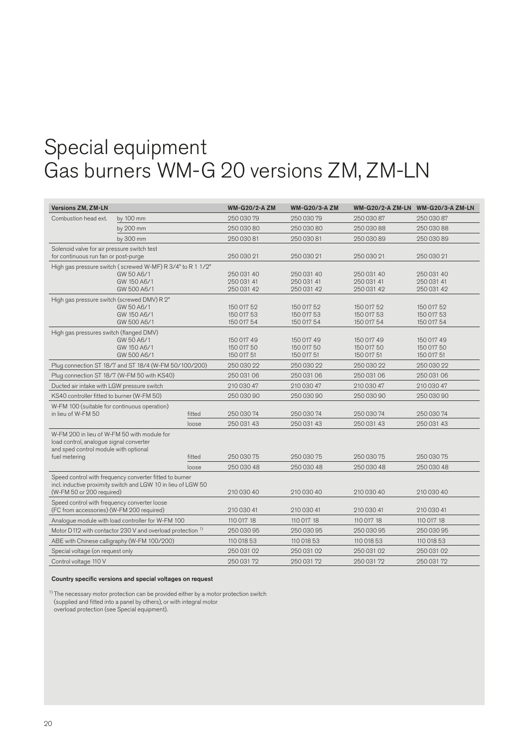# Special equipment
# Gas burners WM-G 20 versions ZM, ZM-LN

| Versions ZM, ZM-LN | | | WM-G20/2-A ZM | WM-G20/3-A ZM | WM-G20/2-A ZM-LN | WM-G20/3-A ZM-LN |
|---|---|---|---|---|---|---|
| Combustion head ext. | by 100 mm | | 250 030 79 | 250 030 79 | 250 030 87 | 250 030 87 |
| | by 200 mm | | 250 030 80 | 250 030 80 | 250 030 88 | 250 030 88 |
| | by 300 mm | | 250 030 81 | 250 030 81 | 250 030 89 | 250 030 89 |
| Solenoid valve for air pressure switch test for continuous run fan or post-purge | | | 250 030 21 | 250 030 21 | 250 030 21 | 250 030 21 |
| High gas pressure switch ( screwed W-MF) R 3/4" to R 1 1/2" | GW 50 A6/1 | | 250 031 40 | 250 031 40 | 250 031 40 | 250 031 40 |
| | GW 150 A6/1 | | 250 031 41 | 250 031 41 | 250 031 41 | 250 031 41 |
| | GW 500 A6/1 | | 250 031 42 | 250 031 42 | 250 031 42 | 250 031 42 |
| High gas pressure switch (screwed DMV) R 2" | GW 50 A6/1 | | 150 017 52 | 150 017 52 | 150 017 52 | 150 017 52 |
| | GW 150 A6/1 | | 150 017 53 | 150 017 53 | 150 017 53 | 150 017 53 |
| | GW 500 A6/1 | | 150 017 54 | 150 017 54 | 150 017 54 | 150 017 54 |
| High gas pressures switch (flanged DMV) | GW 50 A6/1 | | 150 017 49 | 150 017 49 | 150 017 49 | 150 017 49 |
| | GW 150 A6/1 | | 150 017 50 | 150 017 50 | 150 017 50 | 150 017 50 |
| | GW 500 A6/1 | | 150 017 51 | 150 017 51 | 150 017 51 | 150 017 51 |
| Plug connection ST 18/7 and ST 18/4 (W-FM 50/100/200) | | | 250 030 22 | 250 030 22 | 250 030 22 | 250 030 22 |
| Plug connection ST 18/7 (W-FM 50 with KS40) | | | 250 031 06 | 250 031 06 | 250 031 06 | 250 031 06 |
| Ducted air intake with LGW pressure switch | | | 210 030 47 | 210 030 47 | 210 030 47 | 210 030 47 |
| KS40 controller fitted to burner (W-FM 50) | | | 250 030 90 | 250 030 90 | 250 030 90 | 250 030 90 |
| W-FM 100 (suitable for continuous operation) in lieu of W-FM 50 | | fitted | 250 030 74 | 250 030 74 | 250 030 74 | 250 030 74 |
| | | loose | 250 031 43 | 250 031 43 | 250 031 43 | 250 031 43 |
| W-FM 200 in lieu of W-FM 50 with module for load control, analogue signal converter and sped control module with optional fuel metering | | fitted | 250 030 75 | 250 030 75 | 250 030 75 | 250 030 75 |
| | | loose | 250 030 48 | 250 030 48 | 250 030 48 | 250 030 48 |
| Speed control with frequency converter fitted to burner incl. inductive proximity switch and LGW 10 in lieu of LGW 50 (W-FM 50 or 200 required) | | | 210 030 40 | 210 030 40 | 210 030 40 | 210 030 40 |
| Speed control with frequency converter loose (FC from accessories) (W-FM 200 required) | | | 210 030 41 | 210 030 41 | 210 030 41 | 210 030 41 |
| Analogue module with load controller for W-FM 100 | | | 110 017 18 | 110 017 18 | 110 017 18 | 110 017 18 |
| Motor D112 with contactor 230 V and overload protection [1] | | | 250 030 95 | 250 030 95 | 250 030 95 | 250 030 95 |
| ABE with Chinese calligraphy (W-FM 100/200) | | | 110 018 53 | 110 018 53 | 110 018 53 | 110 018 53 |
| Special voltage (on request only | | | 250 031 02 | 250 031 02 | 250 031 02 | 250 031 02 |
| Control voltage 110 V | | | 250 031 72 | 250 031 72 | 250 031 72 | 250 031 72 |

**Country specific versions and special voltages on request**

[1] The necessary motor protection can be provided either by a motor protection switch (supplied and fitted into a panel by others), or with integral motor overload protection (see Special equipment).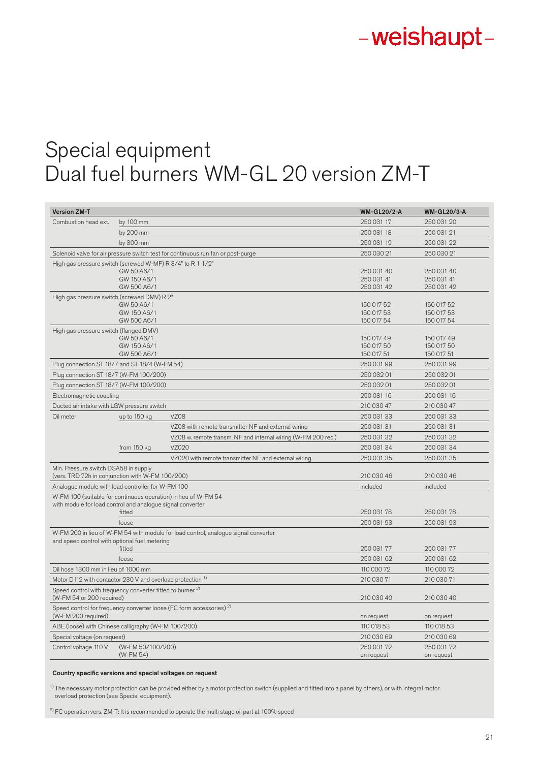# Special equipment
## Dual fuel burners WM-GL 20 version ZM-T

| Version ZM-T | | | WM-GL20/2-A | WM-GL20/3-A |
|---|---|---|---|---|
| Combustion head ext. | by 100 mm | | 250 031 17 | 250 031 20 |
| | by 200 mm | | 250 031 18 | 250 031 21 |
| | by 300 mm | | 250 031 19 | 250 031 22 |
| Solenoid valve for air pressure switch test for continuous run fan or post-purge | | | 250 030 21 | 250 030 21 |
| High gas pressure switch (screwed W-MF) R 3/4" to R 1 1/2" | | | | |
| | GW 50 A6/1 | | 250 031 40 | 250 031 40 |
| | GW 150 A6/1 | | 250 031 41 | 250 031 41 |
| | GW 500 A6/1 | | 250 031 42 | 250 031 42 |
| High gas pressure switch (screwed DMV) R 2" | | | | |
| | GW 50 A6/1 | | 150 017 52 | 150 017 52 |
| | GW 150 A6/1 | | 150 017 53 | 150 017 53 |
| | GW 500 A6/1 | | 150 017 54 | 150 017 54 |
| High gas pressure switch (flanged DMV) | | | | |
| | GW 50 A6/1 | | 150 017 49 | 150 017 49 |
| | GW 150 A6/1 | | 150 017 50 | 150 017 50 |
| | GW 500 A6/1 | | 150 017 51 | 150 017 51 |
| Plug connection ST 18/7 and ST 18/4 (W-FM 54) | | | 250 031 99 | 250 031 99 |
| Plug connection ST 18/7 (W-FM 100/200) | | | 250 032 01 | 250 032 01 |
| Plug connection ST 18/7 (W-FM 100/200) | | | 250 032 01 | 250 032 01 |
| Electromagnetic coupling | | | 250 031 16 | 250 031 16 |
| Ducted air intake with LGW pressure switch | | | 210 030 47 | 210 030 47 |
| Oil meter | up to 150 kg | VZ08 | 250 031 33 | 250 031 33 |
| | | VZ08 with remote transmitter NF and external wiring | 250 031 31 | 250 031 31 |
| | | VZ08 w. remote transm. NF and internal wiring (W-FM 200 req.) | 250 031 32 | 250 031 32 |
| | from 150 kg | VZ020 | 250 031 34 | 250 031 34 |
| | | VZ020 with remote transmitter NF and external wiring | 250 031 35 | 250 031 35 |
| Min. Pressure switch DSA58 in supply (vers. TRD 72h in conjunction with W-FM 100/200) | | | 210 030 46 | 210 030 46 |
| Analogue module with load controller for W-FM 100 | | | included | included |
| W-FM 100 (suitable for continuous operation) in lieu of W-FM 54 with module for load control and analogue signal converter | | | | |
| | fitted | | 250 031 78 | 250 031 78 |
| | loose | | 250 031 93 | 250 031 93 |
| W-FM 200 in lieu of W-FM 54 with module for load control, analogue signal converter and speed control with optional fuel metering | | | | |
| | fitted | | 250 031 77 | 250 031 77 |
| | loose | | 250 031 62 | 250 031 62 |
| Oil hose 1300 mm in lieu of 1000 mm | | | 110 000 72 | 110 000 72 |
| Motor D112 with contactor 230 V and overload protection [1] | | | 210 030 71 | 210 030 71 |
| Speed control with frequency converter fitted to burner [2] (W-FM 54 or 200 required) | | | 210 030 40 | 210 030 40 |
| Speed control for frequency converter loose (FC form accessories) [2] (W-FM 200 required) | | | on request | on request |
| ABE (loose) with Chinese calligraphy (W-FM 100/200) | | | 110 018 53 | 110 018 53 |
| Special voltage (on request) | | | 210 030 69 | 210 030 69 |
| Control voltage 110 V | (W-FM 50/100/200) | | 250 031 72 | 250 031 72 |
| | (W-FM 54) | | on request | on request |

**Country specific versions and special voltages on request**

[1] The necessary motor protection can be provided either by a motor protection switch (supplied and fitted into a panel by others), or with integral motor overload protection (see Special equipment).

[2] FC operation vers. ZM-T: It is recommended to operate the multi stage oil part at 100% speed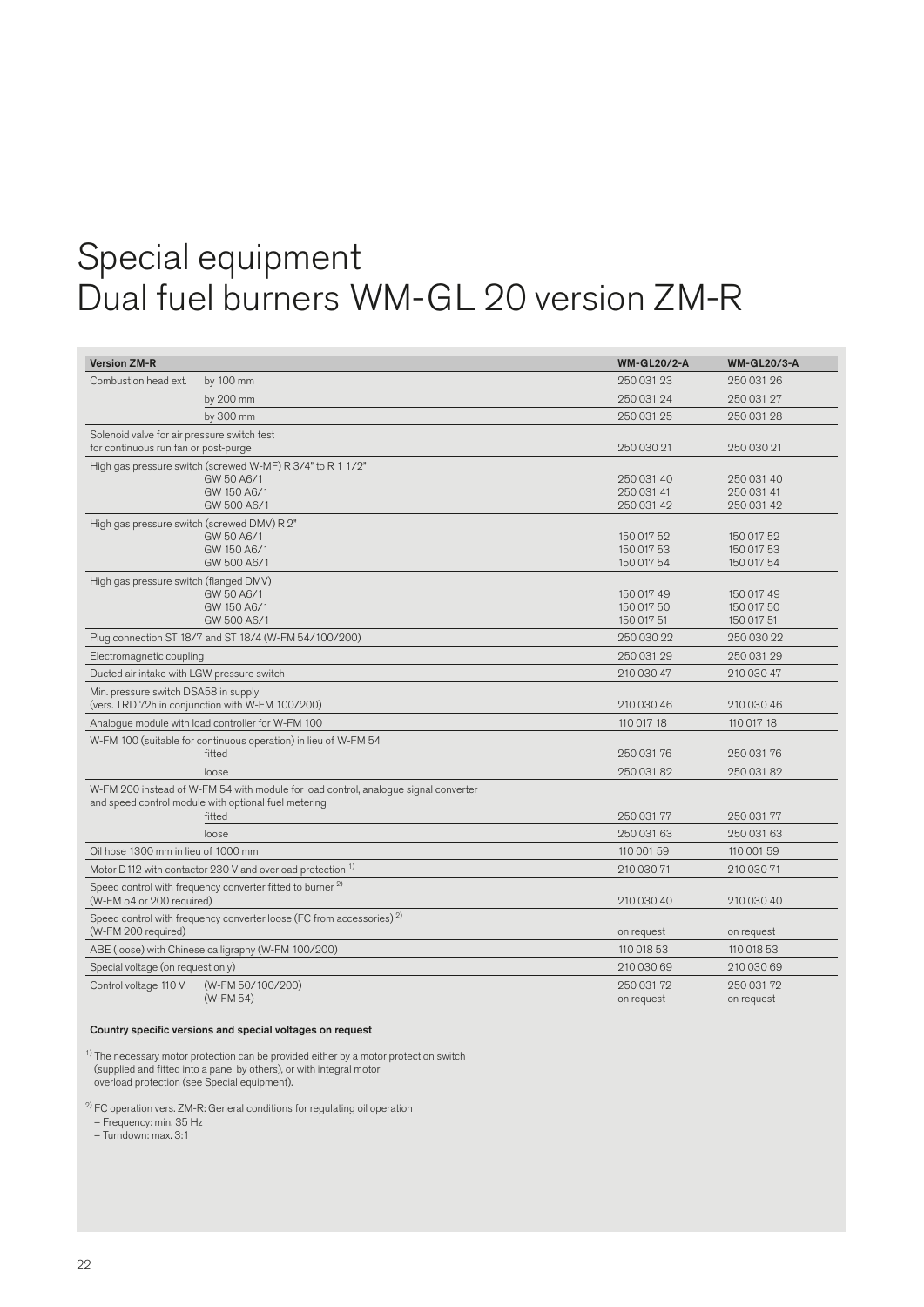# Special equipment
# Dual fuel burners WM-GL 20 version ZM-R

| Version ZM-R | | WM-GL20/2-A | WM-GL20/3-A |
|---|---|---|---|
| Combustion head ext. | by 100 mm | 250 031 23 | 250 031 26 |
| | by 200 mm | 250 031 24 | 250 031 27 |
| | by 300 mm | 250 031 25 | 250 031 28 |
| Solenoid valve for air pressure switch test for continuous run fan or post-purge | | 250 030 21 | 250 030 21 |
| High gas pressure switch (screwed W-MF) R 3/4" to R 1 1/2" | GW 50 A6/1 | 250 031 40 | 250 031 40 |
| | GW 150 A6/1 | 250 031 41 | 250 031 41 |
| | GW 500 A6/1 | 250 031 42 | 250 031 42 |
| High gas pressure switch (screwed DMV) R 2" | GW 50 A6/1 | 150 017 52 | 150 017 52 |
| | GW 150 A6/1 | 150 017 53 | 150 017 53 |
| | GW 500 A6/1 | 150 017 54 | 150 017 54 |
| High gas pressure switch (flanged DMV) | GW 50 A6/1 | 150 017 49 | 150 017 49 |
| | GW 150 A6/1 | 150 017 50 | 150 017 50 |
| | GW 500 A6/1 | 150 017 51 | 150 017 51 |
| Plug connection ST 18/7 and ST 18/4 (W-FM 54/100/200) | | 250 030 22 | 250 030 22 |
| Electromagnetic coupling | | 250 031 29 | 250 031 29 |
| Ducted air intake with LGW pressure switch | | 210 030 47 | 210 030 47 |
| Min. pressure switch DSA58 in supply (vers. TRD 72h in conjunction with W-FM 100/200) | | 210 030 46 | 210 030 46 |
| Analogue module with load controller for W-FM 100 | | 110 017 18 | 110 017 18 |
| W-FM 100 (suitable for continuous operation) in lieu of W-FM 54 | fitted | 250 031 76 | 250 031 76 |
| | loose | 250 031 82 | 250 031 82 |
| W-FM 200 instead of W-FM 54 with module for load control, analogue signal converter and speed control module with optional fuel metering | fitted | 250 031 77 | 250 031 77 |
| | loose | 250 031 63 | 250 031 63 |
| Oil hose 1300 mm in lieu of 1000 mm | | 110 001 59 | 110 001 59 |
| Motor D112 with contactor 230 V and overload protection [1] | | 210 030 71 | 210 030 71 |
| Speed control with frequency converter fitted to burner [2] (W-FM 54 or 200 required) | | 210 030 40 | 210 030 40 |
| Speed control with frequency converter loose (FC from accessories) [2] (W-FM 200 required) | | on request | on request |
| ABE (loose) with Chinese calligraphy (W-FM 100/200) | | 110 018 53 | 110 018 53 |
| Special voltage (on request only) | | 210 030 69 | 210 030 69 |
| Control voltage 110 V | (W-FM 50/100/200) | 250 031 72 | 250 031 72 |
| | (W-FM 54) | on request | on request |

**Country specific versions and special voltages on request**

[1] The necessary motor protection can be provided either by a motor protection switch (supplied and fitted into a panel by others), or with integral motor overload protection (see Special equipment).

[2] FC operation vers. ZM-R: General conditions for regulating oil operation
– Frequency: min. 35 Hz
– Turndown: max. 3:1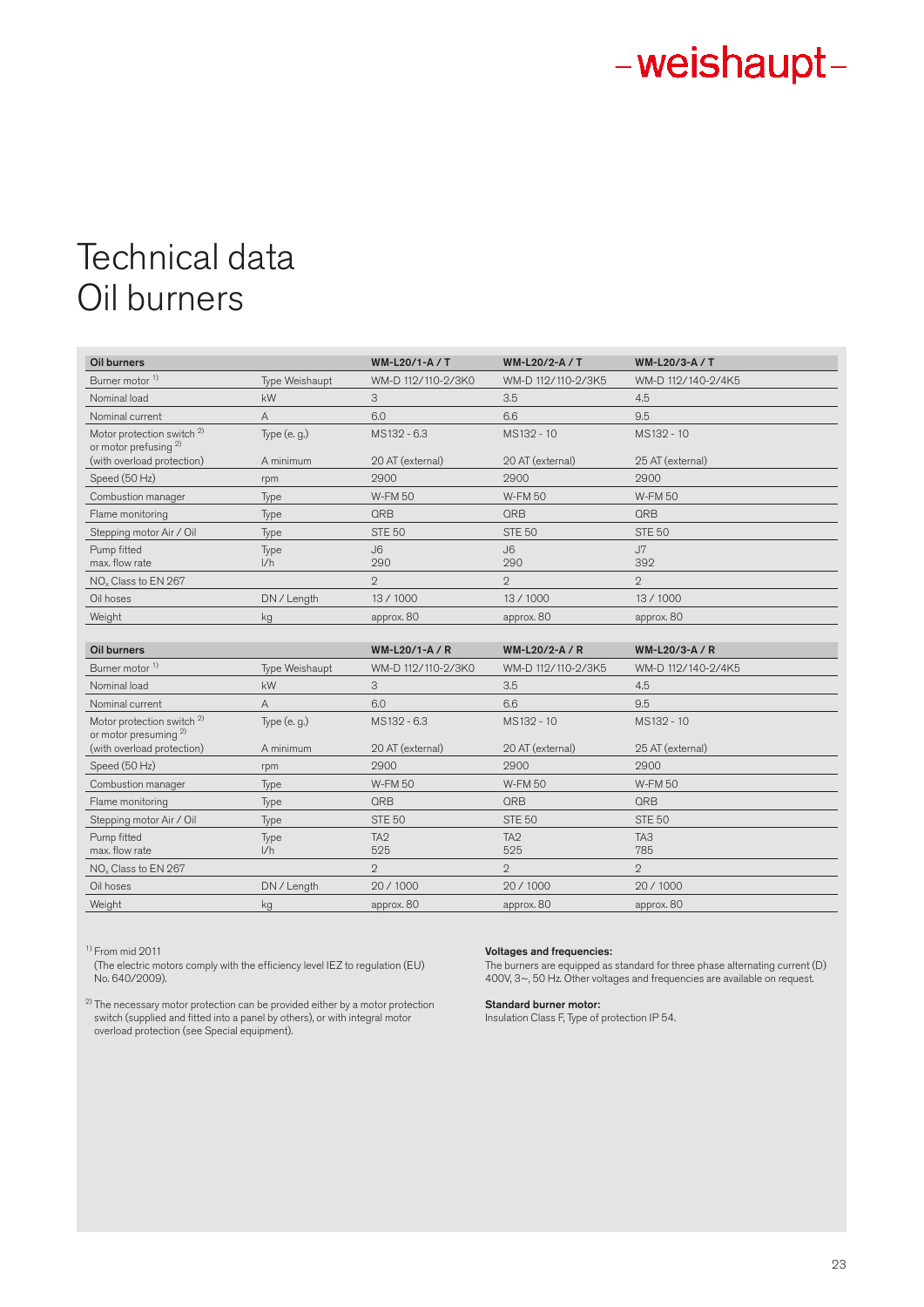# Technical data Oil burners

| Oil burners | | WM-L20/1-A / T | WM-L20/2-A / T | WM-L20/3-A / T |
|---|---|---|---|---|
| Burner motor [1] | Type Weishaupt | WM-D 112/110-2/3K0 | WM-D 112/110-2/3K5 | WM-D 112/140-2/4K5 |
| Nominal load | kW | 3 | 3.5 | 4.5 |
| Nominal current | A | 6.0 | 6.6 | 9.5 |
| Motor protection switch [2] or motor prefusing [2] (with overload protection) | Type (e. g.) A minimum | MS132 - 6.3 20 AT (external) | MS132 - 10 20 AT (external) | MS132 - 10 25 AT (external) |
| Speed (50 Hz) | rpm | 2900 | 2900 | 2900 |
| Combustion manager | Type | W-FM 50 | W-FM 50 | W-FM 50 |
| Flame monitoring | Type | QRB | QRB | QRB |
| Stepping motor Air / Oil | Type | STE 50 | STE 50 | STE 50 |
| Pump fitted max. flow rate | Type l/h | J6 290 | J6 290 | J7 392 |
| $NO_x$ Class to EN 267 | | 2 | 2 | 2 |
| Oil hoses | DN / Length | 13 / 1000 | 13 / 1000 | 13 / 1000 |
| Weight | kg | approx. 80 | approx. 80 | approx. 80 |

| Oil burners | | WM-L20/1-A / R | WM-L20/2-A / R | WM-L20/3-A / R |
|---|---|---|---|---|
| Burner motor [1] | Type Weishaupt | WM-D 112/110-2/3K0 | WM-D 112/110-2/3K5 | WM-D 112/140-2/4K5 |
| Nominal load | kW | 3 | 3.5 | 4.5 |
| Nominal current | A | 6.0 | 6.6 | 9.5 |
| Motor protection switch [2] or motor presuming [2] (with overload protection) | Type (e. g.) A minimum | MS132 - 6.3 20 AT (external) | MS132 - 10 20 AT (external) | MS132 - 10 25 AT (external) |
| Speed (50 Hz) | rpm | 2900 | 2900 | 2900 |
| Combustion manager | Type | W-FM 50 | W-FM 50 | W-FM 50 |
| Flame monitoring | Type | QRB | QRB | QRB |
| Stepping motor Air / Oil | Type | STE 50 | STE 50 | STE 50 |
| Pump fitted max. flow rate | Type l/h | TA2 525 | TA2 525 | TA3 785 |
| $NO_x$ Class to EN 267 | | 2 | 2 | 2 |
| Oil hoses | DN / Length | 20 / 1000 | 20 / 1000 | 20 / 1000 |
| Weight | kg | approx. 80 | approx. 80 | approx. 80 |

[1] From mid 2011 (The electric motors comply with the efficiency level IEZ to regulation (EU) No. 640/2009).

[2] The necessary motor protection can be provided either by a motor protection switch (supplied and fitted into a panel by others), or with integral motor overload protection (see Special equipment).

**Voltages and frequencies:**
The burners are equipped as standard for three phase alternating current (D) 400V, 3~, 50 Hz. Other voltages and frequencies are available on request.

**Standard burner motor:**
Insulation Class F, Type of protection IP 54.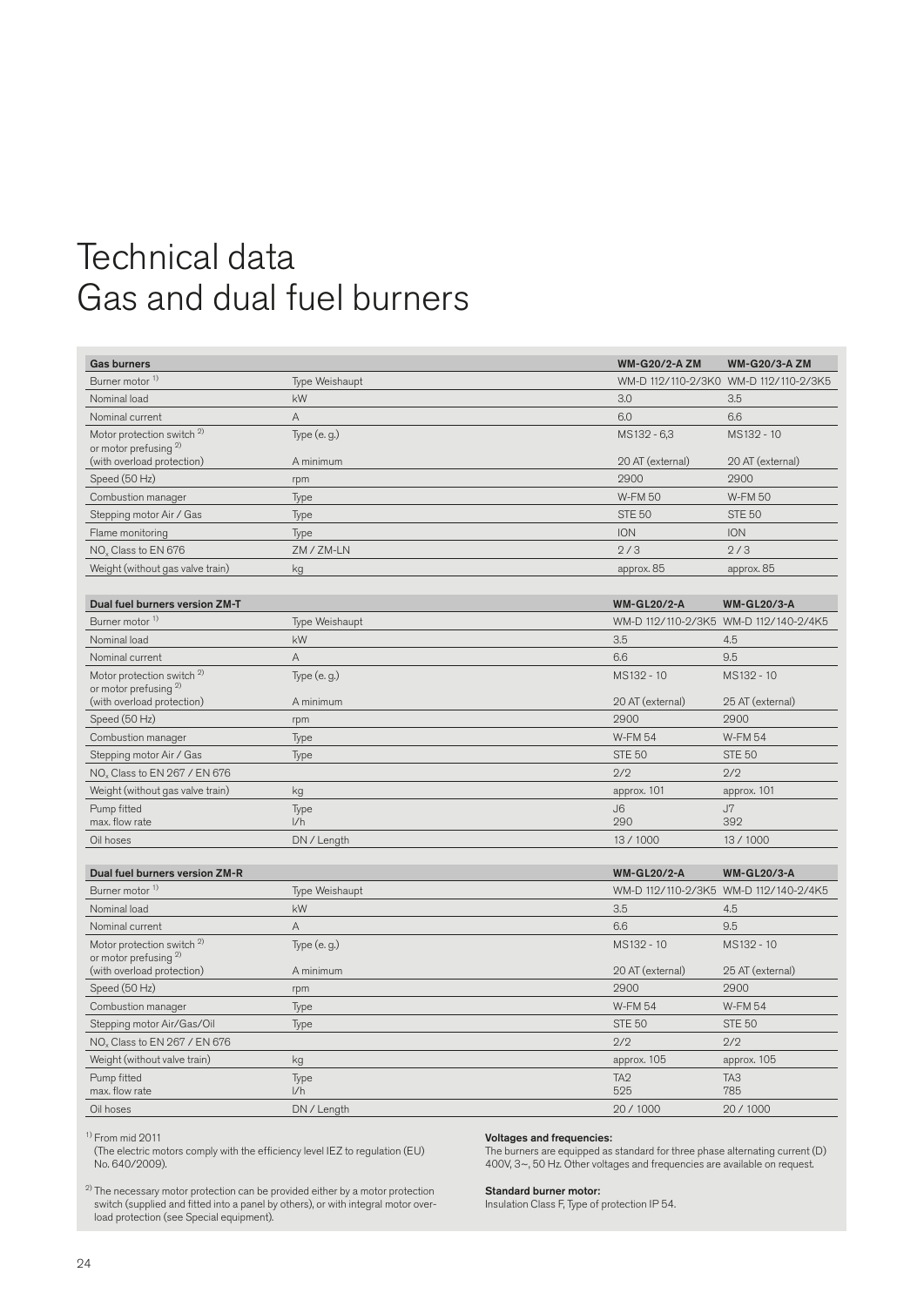# Technical data
# Gas and dual fuel burners

| Gas burners | | WM-G20/2-A ZM | WM-G20/3-A ZM |
|---|---|---|---|
| Burner motor [1] | Type Weishaupt | WM-D 112/110-2/3K0 | WM-D 112/110-2/3K5 |
| Nominal load | kW | 3.0 | 3.5 |
| Nominal current | A | 6.0 | 6.6 |
| Motor protection switch [2] or motor prefusing [2] (with overload protection) | Type (e. g.) A minimum | MS132 - 6,3 20 AT (external) | MS132 - 10 20 AT (external) |
| Speed (50 Hz) | rpm | 2900 | 2900 |
| Combustion manager | Type | W-FM 50 | W-FM 50 |
| Stepping motor Air / Gas | Type | STE 50 | STE 50 |
| Flame monitoring | Type | ION | ION |
| $NO_x$ Class to EN 676 | ZM / ZM-LN | 2 / 3 | 2 / 3 |
| Weight (without gas valve train) | kg | approx. 85 | approx. 85 |

| Dual fuel burners version ZM-T | | WM-GL20/2-A | WM-GL20/3-A |
|---|---|---|---|
| Burner motor [1] | Type Weishaupt | WM-D 112/110-2/3K5 | WM-D 112/140-2/4K5 |
| Nominal load | kW | 3.5 | 4.5 |
| Nominal current | A | 6.6 | 9.5 |
| Motor protection switch [2] or motor prefusing [2] (with overload protection) | Type (e. g.) A minimum | MS132 - 10 20 AT (external) | MS132 - 10 25 AT (external) |
| Speed (50 Hz) | rpm | 2900 | 2900 |
| Combustion manager | Type | W-FM 54 | W-FM 54 |
| Stepping motor Air / Gas | Type | STE 50 | STE 50 |
| $NO_x$ Class to EN 267 / EN 676 | | 2/2 | 2/2 |
| Weight (without gas valve train) | kg | approx. 101 | approx. 101 |
| Pump fitted max. flow rate | Type l/h | J6 290 | J7 392 |
| Oil hoses | DN / Length | 13 / 1000 | 13 / 1000 |

| Dual fuel burners version ZM-R | | WM-GL20/2-A | WM-GL20/3-A |
|---|---|---|---|
| Burner motor [1] | Type Weishaupt | WM-D 112/110-2/3K5 | WM-D 112/140-2/4K5 |
| Nominal load | kW | 3.5 | 4.5 |
| Nominal current | A | 6.6 | 9.5 |
| Motor protection switch [2] or motor prefusing [2] (with overload protection) | Type (e. g.) A minimum | MS132 - 10 20 AT (external) | MS132 - 10 25 AT (external) |
| Speed (50 Hz) | rpm | 2900 | 2900 |
| Combustion manager | Type | W-FM 54 | W-FM 54 |
| Stepping motor Air/Gas/Oil | Type | STE 50 | STE 50 |
| $NO_x$ Class to EN 267 / EN 676 | | 2/2 | 2/2 |
| Weight (without valve train) | kg | approx. 105 | approx. 105 |
| Pump fitted max. flow rate | Type l/h | TA2 525 | TA3 785 |
| Oil hoses | DN / Length | 20 / 1000 | 20 / 1000 |

[1] From mid 2011
(The electric motors comply with the efficiency level IEZ to regulation (EU) No. 640/2009).

[2] The necessary motor protection can be provided either by a motor protection switch (supplied and fitted into a panel by others), or with integral motor overload protection (see Special equipment).

**Voltages and frequencies:**
The burners are equipped as standard for three phase alternating current (D) 400V, 3~, 50 Hz. Other voltages and frequencies are available on request.

**Standard burner motor:**
Insulation Class F, Type of protection IP 54.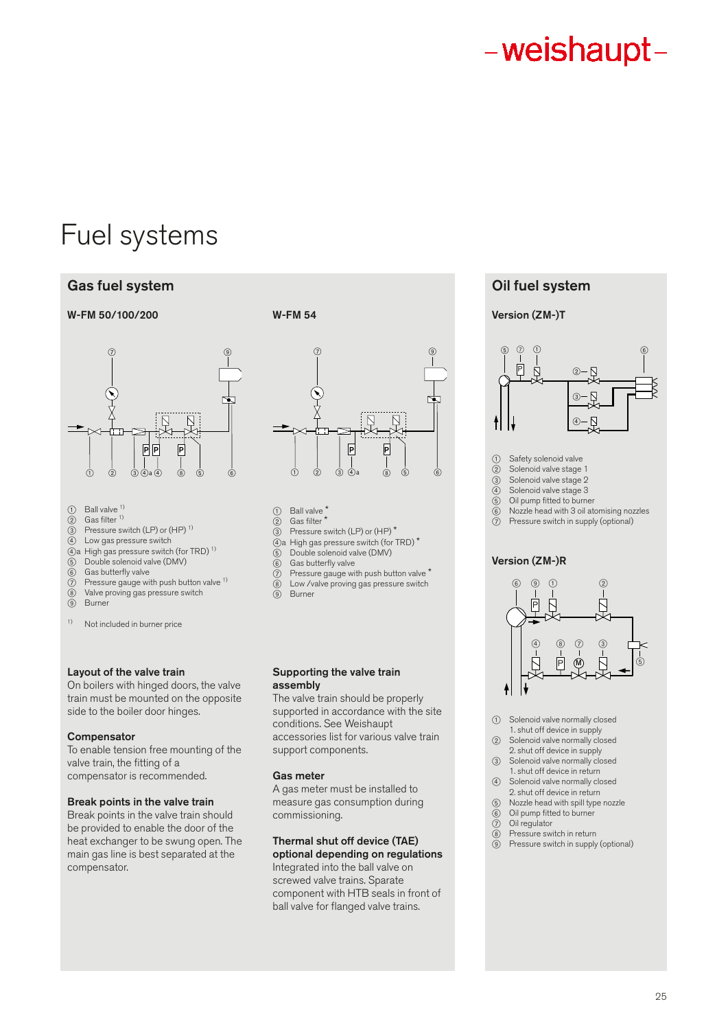# Fuel systems

## Gas fuel system

### W-FM 50/100/200

① Ball valve [1]
② Gas filter [1]
③ Pressure switch (LP) or (HP) [1]
④ Low gas pressure switch
④a High gas pressure switch (for TRD) [1]
⑤ Double solenoid valve (DMV)
⑥ Gas butterfly valve
⑦ Pressure gauge with push button valve [1]
⑧ Valve proving gas pressure switch
⑨ Burner

[1] Not included in burner price

### W-FM 54

① Ball valve *
② Gas filter *
③ Pressure switch (LP) or (HP) *
④a High gas pressure switch (for TRD) *
⑤ Double solenoid valve (DMV)
⑥ Gas butterfly valve
⑦ Pressure gauge with push button valve *
⑧ Low /valve proving gas pressure switch
⑨ Burner

**Layout of the valve train**
On boilers with hinged doors, the valve train must be mounted on the opposite side to the boiler door hinges.

**Compensator**
To enable tension free mounting of the valve train, the fitting of a compensator is recommended.

**Break points in the valve train**
Break points in the valve train should be provided to enable the door of the heat exchanger to be swung open. The main gas line is best separated at the compensator.

**Supporting the valve train assembly**
The valve train should be properly supported in accordance with the site conditions. See Weishaupt accessories list for various valve train support components.

**Gas meter**
A gas meter must be installed to measure gas consumption during commissioning.

**Thermal shut off device (TAE) optional depending on regulations**
Integrated into the ball valve on screwed valve trains. Sparate component with HTB seals in front of ball valve for flanged valve trains.

## Oil fuel system

### Version (ZM-)T

① Safety solenoid valve
② Solenoid valve stage 1
③ Solenoid valve stage 2
④ Solenoid valve stage 3
⑤ Oil pump fitted to burner
⑥ Nozzle head with 3 oil atomising nozzles
⑦ Pressure switch in supply (optional)

### Version (ZM-)R

① Solenoid valve normally closed
1. shut off device in supply
② Solenoid valve normally closed
2. shut off device in supply
③ Solenoid valve normally closed
1. shut off device in return
④ Solenoid valve normally closed
2. shut off device in return
⑤ Nozzle head with spill type nozzle
⑥ Oil pump fitted to burner
⑦ Oil regulator
⑧ Pressure switch in return
⑨ Pressure switch in supply (optional)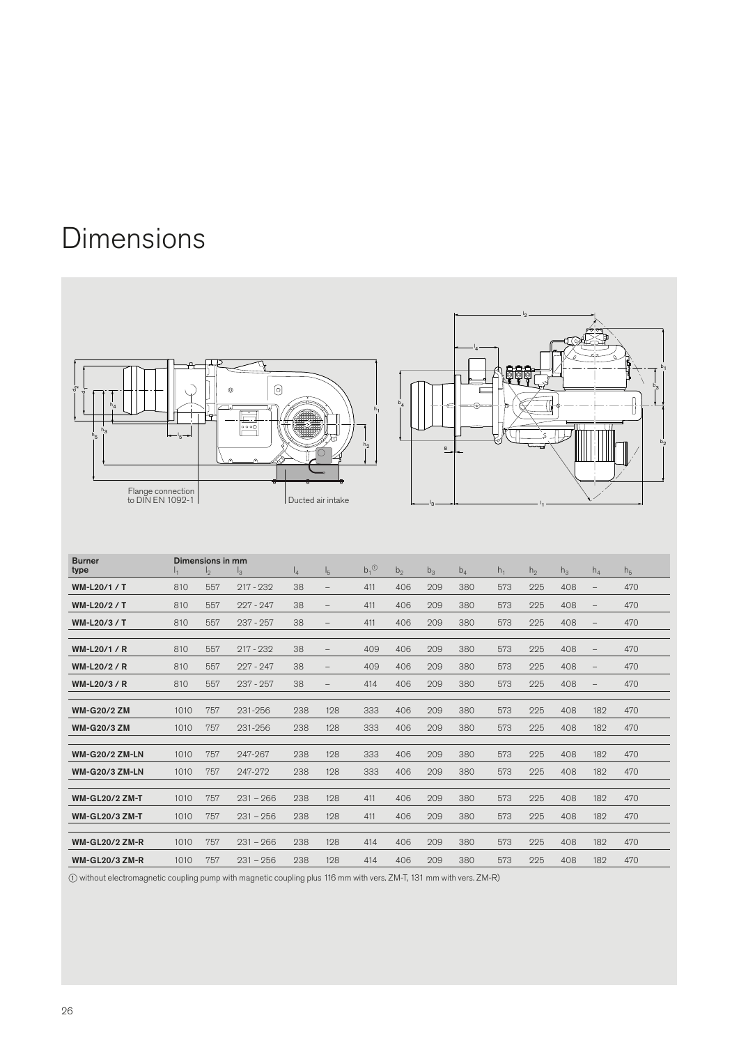# Dimensions

Flange connection to DIN EN 1092-1

Ducted air intake

| Burner type | Dimensions in mm $l_1$ | $l_2$ | $l_3$ | $l_4$ | $l_5$ | $b_1$ ① | $b_2$ | $b_3$ | $b_4$ | $h_1$ | $h_2$ | $h_3$ | $h_4$ | $h_5$ |
|---|---|---|---|---|---|---|---|---|---|---|---|---|---|---|
| **WM-L20/1 / T** | 810 | 557 | 217 - 232 | 38 | – | 411 | 406 | 209 | 380 | 573 | 225 | 408 | – | 470 |
| **WM-L20/2 / T** | 810 | 557 | 227 - 247 | 38 | – | 411 | 406 | 209 | 380 | 573 | 225 | 408 | – | 470 |
| **WM-L20/3 / T** | 810 | 557 | 237 - 257 | 38 | – | 411 | 406 | 209 | 380 | 573 | 225 | 408 | – | 470 |
| **WM-L20/1 / R** | 810 | 557 | 217 - 232 | 38 | – | 409 | 406 | 209 | 380 | 573 | 225 | 408 | – | 470 |
| **WM-L20/2 / R** | 810 | 557 | 227 - 247 | 38 | – | 409 | 406 | 209 | 380 | 573 | 225 | 408 | – | 470 |
| **WM-L20/3 / R** | 810 | 557 | 237 - 257 | 38 | – | 414 | 406 | 209 | 380 | 573 | 225 | 408 | – | 470 |
| **WM-G20/2 ZM** | 1010 | 757 | 231-256 | 238 | 128 | 333 | 406 | 209 | 380 | 573 | 225 | 408 | 182 | 470 |
| **WM-G20/3 ZM** | 1010 | 757 | 231-256 | 238 | 128 | 333 | 406 | 209 | 380 | 573 | 225 | 408 | 182 | 470 |
| **WM-G20/2 ZM-LN** | 1010 | 757 | 247-267 | 238 | 128 | 333 | 406 | 209 | 380 | 573 | 225 | 408 | 182 | 470 |
| **WM-G20/3 ZM-LN** | 1010 | 757 | 247-272 | 238 | 128 | 333 | 406 | 209 | 380 | 573 | 225 | 408 | 182 | 470 |
| **WM-GL20/2 ZM-T** | 1010 | 757 | 231 – 266 | 238 | 128 | 411 | 406 | 209 | 380 | 573 | 225 | 408 | 182 | 470 |
| **WM-GL20/3 ZM-T** | 1010 | 757 | 231 – 256 | 238 | 128 | 411 | 406 | 209 | 380 | 573 | 225 | 408 | 182 | 470 |
| **WM-GL20/2 ZM-R** | 1010 | 757 | 231 – 266 | 238 | 128 | 414 | 406 | 209 | 380 | 573 | 225 | 408 | 182 | 470 |
| **WM-GL20/3 ZM-R** | 1010 | 757 | 231 – 256 | 238 | 128 | 414 | 406 | 209 | 380 | 573 | 225 | 408 | 182 | 470 |

① without electromagnetic coupling pump with magnetic coupling plus 116 mm with vers. ZM-T, 131 mm with vers. ZM-R)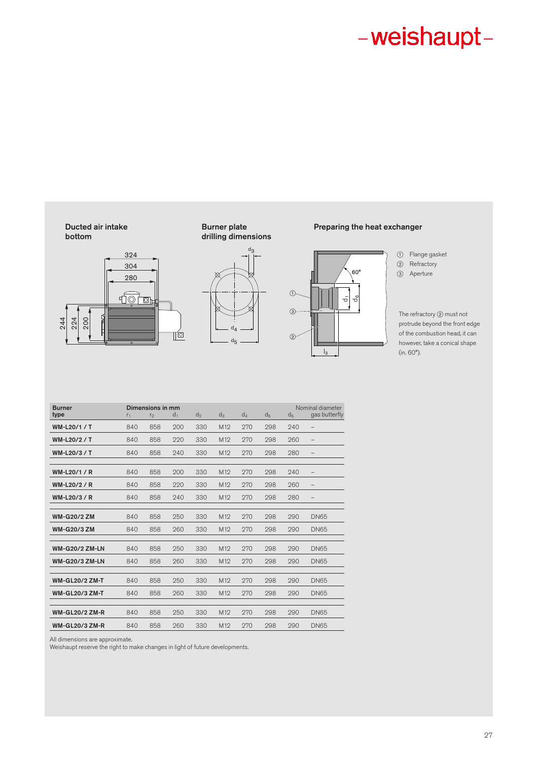## Ducted air intake bottom

## Burner plate drilling dimensions

## Preparing the heat exchanger

① Flange gasket
② Refractory
③ Aperture

The refractory ② must not protrude beyond the front edge of the combustion head, it can however, take a conical shape (in. 60°).

| Burner type | Dimensions in mm $r_1$ | $r_2$ | $d_1$ | $d_2$ | $d_3$ | $d_4$ | $d_5$ | $d_6$ | Nominal diameter gas butterfly |
|---|---|---|---|---|---|---|---|---|---|
| WM-L20/1 / T | 840 | 858 | 200 | 330 | M12 | 270 | 298 | 240 | – |
| WM-L20/2 / T | 840 | 858 | 220 | 330 | M12 | 270 | 298 | 260 | – |
| WM-L20/3 / T | 840 | 858 | 240 | 330 | M12 | 270 | 298 | 280 | – |
| WM-L20/1 / R | 840 | 858 | 200 | 330 | M12 | 270 | 298 | 240 | – |
| WM-L20/2 / R | 840 | 858 | 220 | 330 | M12 | 270 | 298 | 260 | – |
| WM-L20/3 / R | 840 | 858 | 240 | 330 | M12 | 270 | 298 | 280 | – |
| WM-G20/2 ZM | 840 | 858 | 250 | 330 | M12 | 270 | 298 | 290 | DN65 |
| WM-G20/3 ZM | 840 | 858 | 260 | 330 | M12 | 270 | 298 | 290 | DN65 |
| WM-G20/2 ZM-LN | 840 | 858 | 250 | 330 | M12 | 270 | 298 | 290 | DN65 |
| WM-G20/3 ZM-LN | 840 | 858 | 260 | 330 | M12 | 270 | 298 | 290 | DN65 |
| WM-GL20/2 ZM-T | 840 | 858 | 250 | 330 | M12 | 270 | 298 | 290 | DN65 |
| WM-GL20/3 ZM-T | 840 | 858 | 260 | 330 | M12 | 270 | 298 | 290 | DN65 |
| WM-GL20/2 ZM-R | 840 | 858 | 250 | 330 | M12 | 270 | 298 | 290 | DN65 |
| WM-GL20/3 ZM-R | 840 | 858 | 260 | 330 | M12 | 270 | 298 | 290 | DN65 |

All dimensions are approximate.
Weishaupt reserve the right to make changes in light of future developments.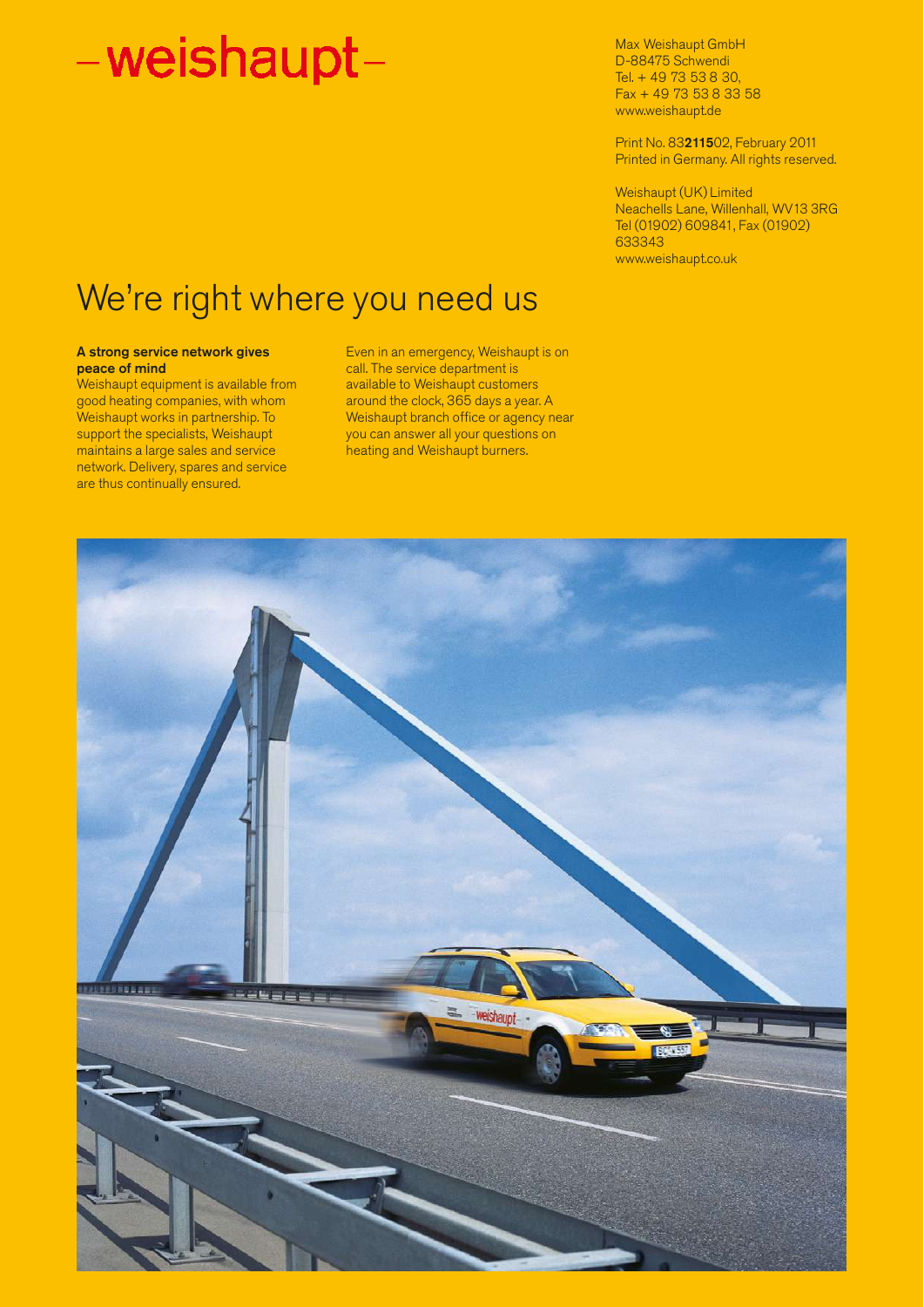# –weishaupt–

Max Weishaupt GmbH
D-88475 Schwendi
Tel. + 49 73 53 8 30,
Fax + 49 73 53 8 33 58
www.weishaupt.de

Print No. 83**2115**02, February 2011
Printed in Germany. All rights reserved.

Weishaupt (UK) Limited
Neachells Lane, Willenhall, WV13 3RG
Tel (01902) 609841, Fax (01902) 633343
www.weishaupt.co.uk

## We're right where you need us

**A strong service network gives peace of mind**
Weishaupt equipment is available from good heating companies, with whom Weishaupt works in partnership. To support the specialists, Weishaupt maintains a large sales and service network. Delivery, spares and service are thus continually ensured.

Even in an emergency, Weishaupt is on call. The service department is available to Weishaupt customers around the clock, 365 days a year. A Weishaupt branch office or agency near you can answer all your questions on heating and Weishaupt burners.